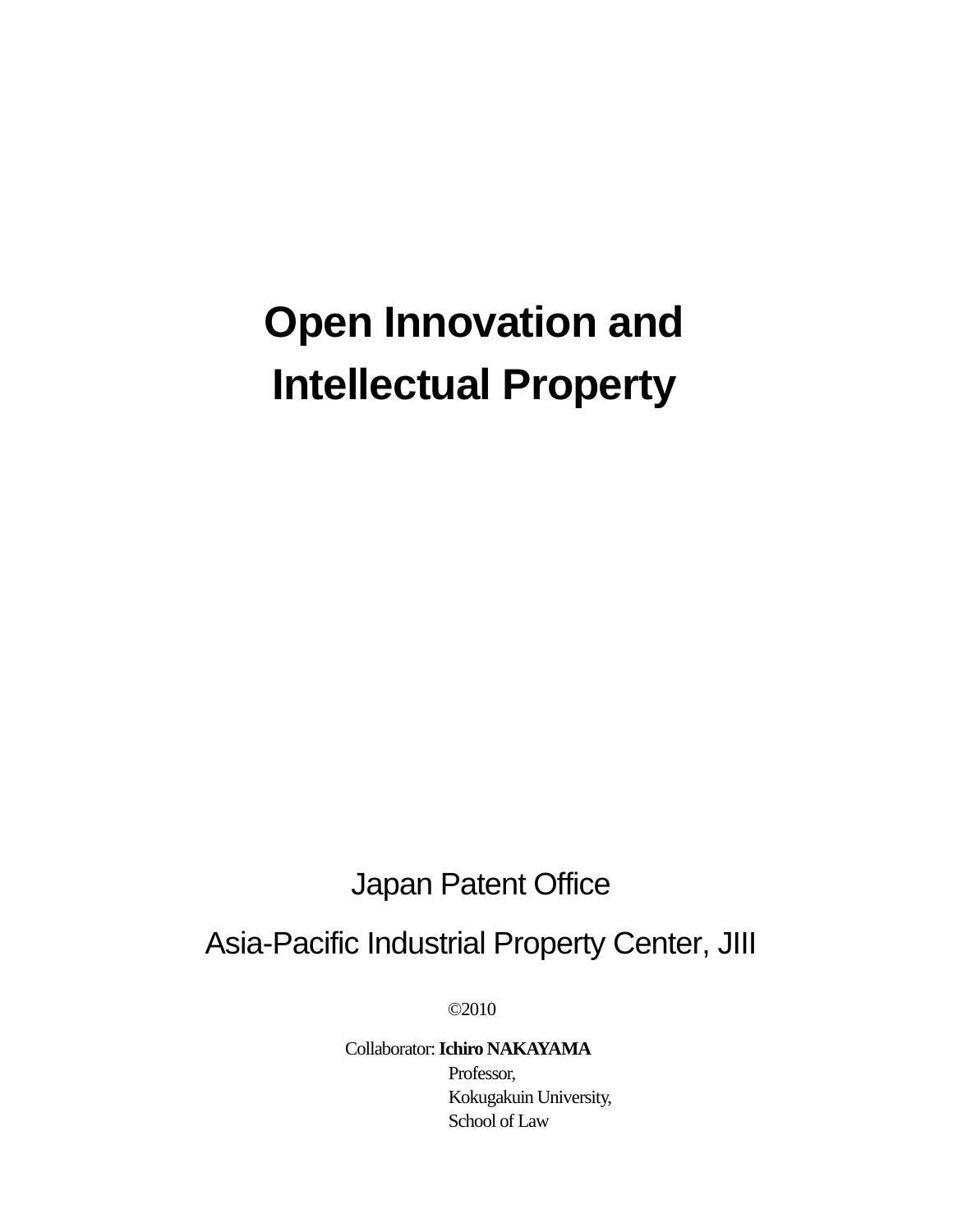# Open Innovation and Intellectual Property

Japan Patent Office

Asia-Pacific Industrial Property Center, JIII

©2010

Collaborator: **Ichiro NAKAYAMA**
Professor,
Kokugakuin University,
School of Law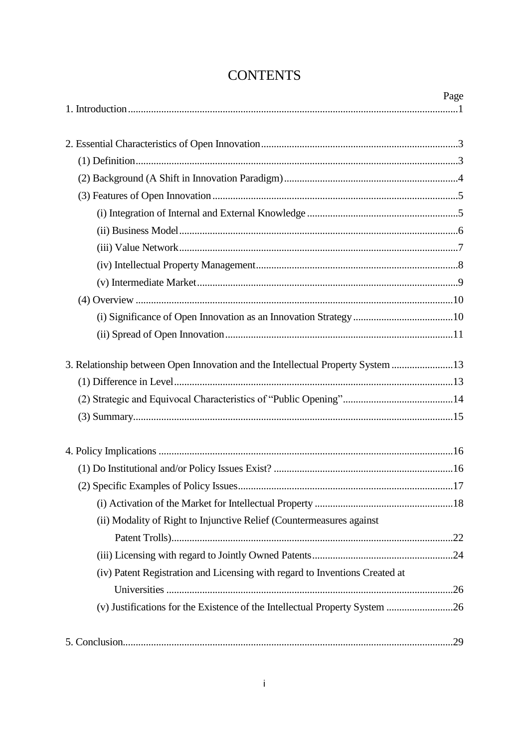# CONTENTS

| | Page |
|---|---|
| 1. Introduction | 1 |
| 2. Essential Characteristics of Open Innovation | 3 |
| (1) Definition | 3 |
| (2) Background (A Shift in Innovation Paradigm) | 4 |
| (3) Features of Open Innovation | 5 |
| (i) Integration of Internal and External Knowledge | 5 |
| (ii) Business Model | 6 |
| (iii) Value Network | 7 |
| (iv) Intellectual Property Management | 8 |
| (v) Intermediate Market | 9 |
| (4) Overview | 10 |
| (i) Significance of Open Innovation as an Innovation Strategy | 10 |
| (ii) Spread of Open Innovation | 11 |
| 3. Relationship between Open Innovation and the Intellectual Property System | 13 |
| (1) Difference in Level | 13 |
| (2) Strategic and Equivocal Characteristics of "Public Opening" | 14 |
| (3) Summary | 15 |
| 4. Policy Implications | 16 |
| (1) Do Institutional and/or Policy Issues Exist? | 16 |
| (2) Specific Examples of Policy Issues | 17 |
| (i) Activation of the Market for Intellectual Property | 18 |
| (ii) Modality of Right to Injunctive Relief (Countermeasures against Patent Trolls) | 22 |
| (iii) Licensing with regard to Jointly Owned Patents | 24 |
| (iv) Patent Registration and Licensing with regard to Inventions Created at Universities | 26 |
| (v) Justifications for the Existence of the Intellectual Property System | 26 |
| 5. Conclusion | 29 |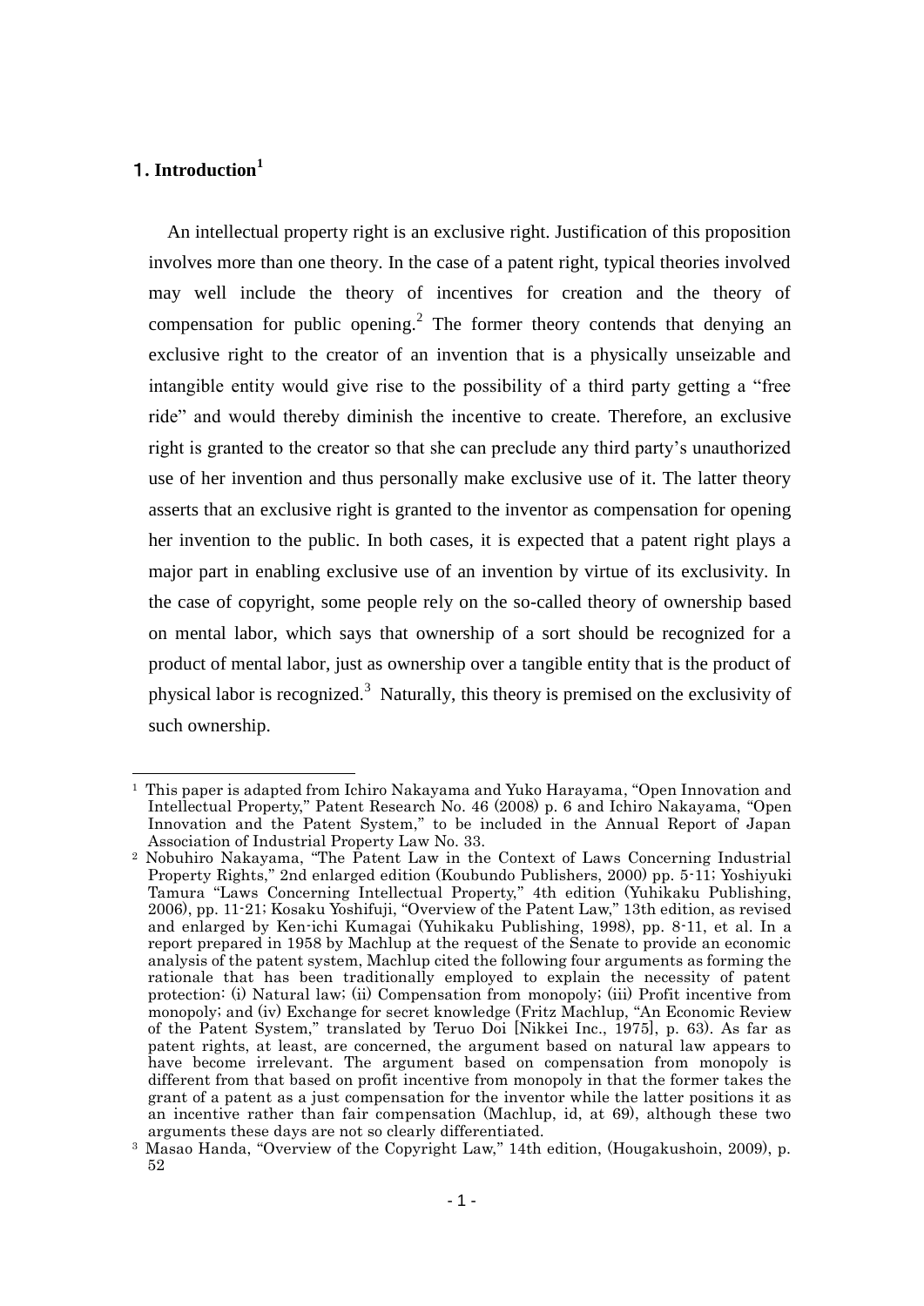## 1. Introduction[1]

An intellectual property right is an exclusive right. Justification of this proposition involves more than one theory. In the case of a patent right, typical theories involved may well include the theory of incentives for creation and the theory of compensation for public opening.[2] The former theory contends that denying an exclusive right to the creator of an invention that is a physically unseizable and intangible entity would give rise to the possibility of a third party getting a "free ride" and would thereby diminish the incentive to create. Therefore, an exclusive right is granted to the creator so that she can preclude any third party's unauthorized use of her invention and thus personally make exclusive use of it. The latter theory asserts that an exclusive right is granted to the inventor as compensation for opening her invention to the public. In both cases, it is expected that a patent right plays a major part in enabling exclusive use of an invention by virtue of its exclusivity. In the case of copyright, some people rely on the so-called theory of ownership based on mental labor, which says that ownership of a sort should be recognized for a product of mental labor, just as ownership over a tangible entity that is the product of physical labor is recognized.[3] Naturally, this theory is premised on the exclusivity of such ownership.

---

[1] This paper is adapted from Ichiro Nakayama and Yuko Harayama, "Open Innovation and Intellectual Property," Patent Research No. 46 (2008) p. 6 and Ichiro Nakayama, "Open Innovation and the Patent System," to be included in the Annual Report of Japan Association of Industrial Property Law No. 33.

[2] Nobuhiro Nakayama, "The Patent Law in the Context of Laws Concerning Industrial Property Rights," 2nd enlarged edition (Koubundo Publishers, 2000) pp. 5-11; Yoshiyuki Tamura "Laws Concerning Intellectual Property," 4th edition (Yuhikaku Publishing, 2006), pp. 11-21; Kosaku Yoshifuji, "Overview of the Patent Law," 13th edition, as revised and enlarged by Ken-ichi Kumagai (Yuhikaku Publishing, 1998), pp. 8-11, et al. In a report prepared in 1958 by Machlup at the request of the Senate to provide an economic analysis of the patent system, Machlup cited the following four arguments as forming the rationale that has been traditionally employed to explain the necessity of patent protection: (i) Natural law; (ii) Compensation from monopoly; (iii) Profit incentive from monopoly; and (iv) Exchange for secret knowledge (Fritz Machlup, "An Economic Review of the Patent System," translated by Teruo Doi [Nikkei Inc., 1975], p. 63). As far as patent rights, at least, are concerned, the argument based on natural law appears to have become irrelevant. The argument based on compensation from monopoly is different from that based on profit incentive from monopoly in that the former takes the grant of a patent as a just compensation for the inventor while the latter positions it as an incentive rather than fair compensation (Machlup, id, at 69), although these two arguments these days are not so clearly differentiated.

[3] Masao Handa, "Overview of the Copyright Law," 14th edition, (Hougakushoin, 2009), p. 52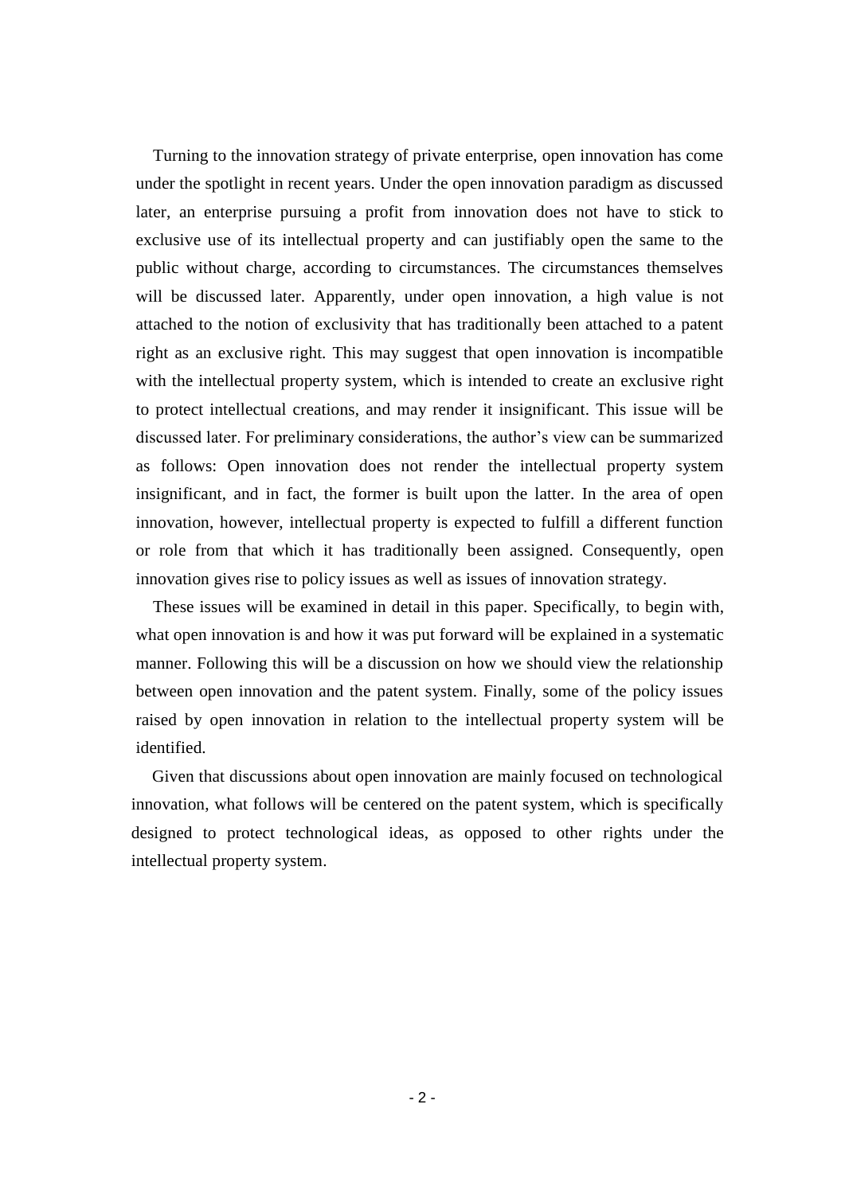Turning to the innovation strategy of private enterprise, open innovation has come under the spotlight in recent years. Under the open innovation paradigm as discussed later, an enterprise pursuing a profit from innovation does not have to stick to exclusive use of its intellectual property and can justifiably open the same to the public without charge, according to circumstances. The circumstances themselves will be discussed later. Apparently, under open innovation, a high value is not attached to the notion of exclusivity that has traditionally been attached to a patent right as an exclusive right. This may suggest that open innovation is incompatible with the intellectual property system, which is intended to create an exclusive right to protect intellectual creations, and may render it insignificant. This issue will be discussed later. For preliminary considerations, the author's view can be summarized as follows: Open innovation does not render the intellectual property system insignificant, and in fact, the former is built upon the latter. In the area of open innovation, however, intellectual property is expected to fulfill a different function or role from that which it has traditionally been assigned. Consequently, open innovation gives rise to policy issues as well as issues of innovation strategy.

These issues will be examined in detail in this paper. Specifically, to begin with, what open innovation is and how it was put forward will be explained in a systematic manner. Following this will be a discussion on how we should view the relationship between open innovation and the patent system. Finally, some of the policy issues raised by open innovation in relation to the intellectual property system will be identified.

Given that discussions about open innovation are mainly focused on technological innovation, what follows will be centered on the patent system, which is specifically designed to protect technological ideas, as opposed to other rights under the intellectual property system.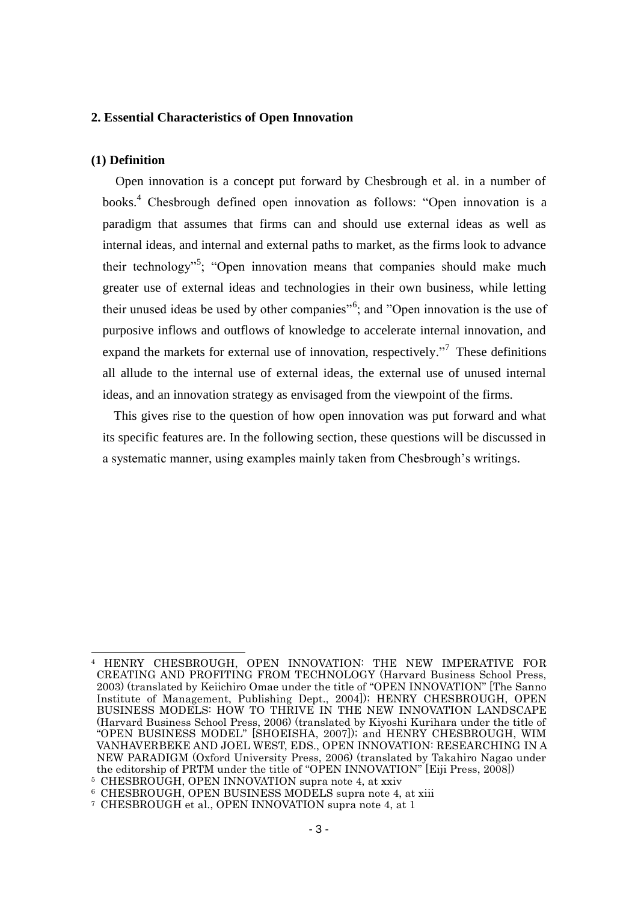## 2. Essential Characteristics of Open Innovation

### (1) Definition

Open innovation is a concept put forward by Chesbrough et al. in a number of books.[4] Chesbrough defined open innovation as follows: "Open innovation is a paradigm that assumes that firms can and should use external ideas as well as internal ideas, and internal and external paths to market, as the firms look to advance their technology"[5]; "Open innovation means that companies should make much greater use of external ideas and technologies in their own business, while letting their unused ideas be used by other companies"[6]; and "Open innovation is the use of purposive inflows and outflows of knowledge to accelerate internal innovation, and expand the markets for external use of innovation, respectively."[7] These definitions all allude to the internal use of external ideas, the external use of unused internal ideas, and an innovation strategy as envisaged from the viewpoint of the firms.

This gives rise to the question of how open innovation was put forward and what its specific features are. In the following section, these questions will be discussed in a systematic manner, using examples mainly taken from Chesbrough's writings.

---

[4] HENRY CHESBROUGH, OPEN INNOVATION: THE NEW IMPERATIVE FOR CREATING AND PROFITING FROM TECHNOLOGY (Harvard Business School Press, 2003) (translated by Keiichiro Omae under the title of "OPEN INNOVATION" [The Sanno Institute of Management, Publishing Dept., 2004]); HENRY CHESBROUGH, OPEN BUSINESS MODELS: HOW TO THRIVE IN THE NEW INNOVATION LANDSCAPE (Harvard Business School Press, 2006) (translated by Kiyoshi Kurihara under the title of "OPEN BUSINESS MODEL" [SHOEISHA, 2007]); and HENRY CHESBROUGH, WIM VANHAVERBEKE AND JOEL WEST, EDS., OPEN INNOVATION: RESEARCHING IN A NEW PARADIGM (Oxford University Press, 2006) (translated by Takahiro Nagao under the editorship of PRTM under the title of "OPEN INNOVATION" [Eiji Press, 2008])

[5] CHESBROUGH, OPEN INNOVATION supra note 4, at xxiv

[6] CHESBROUGH, OPEN BUSINESS MODELS supra note 4, at xiii

[7] CHESBROUGH et al., OPEN INNOVATION supra note 4, at 1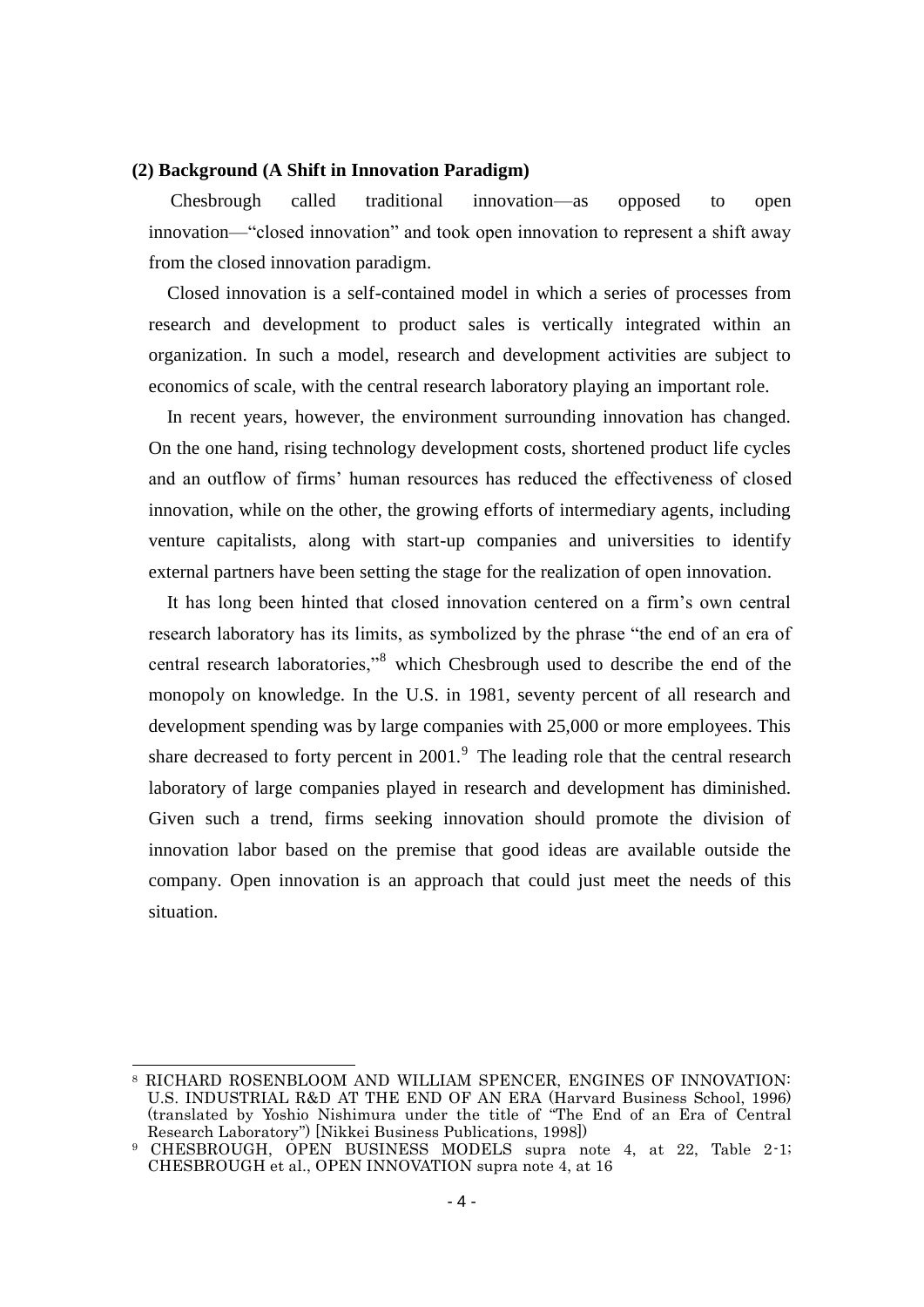**(2) Background (A Shift in Innovation Paradigm)**

Chesbrough called traditional innovation—as opposed to open innovation—"closed innovation" and took open innovation to represent a shift away from the closed innovation paradigm.

Closed innovation is a self-contained model in which a series of processes from research and development to product sales is vertically integrated within an organization. In such a model, research and development activities are subject to economics of scale, with the central research laboratory playing an important role.

In recent years, however, the environment surrounding innovation has changed. On the one hand, rising technology development costs, shortened product life cycles and an outflow of firms' human resources has reduced the effectiveness of closed innovation, while on the other, the growing efforts of intermediary agents, including venture capitalists, along with start-up companies and universities to identify external partners have been setting the stage for the realization of open innovation.

It has long been hinted that closed innovation centered on a firm's own central research laboratory has its limits, as symbolized by the phrase "the end of an era of central research laboratories,"[8] which Chesbrough used to describe the end of the monopoly on knowledge. In the U.S. in 1981, seventy percent of all research and development spending was by large companies with 25,000 or more employees. This share decreased to forty percent in 2001.[9] The leading role that the central research laboratory of large companies played in research and development has diminished. Given such a trend, firms seeking innovation should promote the division of innovation labor based on the premise that good ideas are available outside the company. Open innovation is an approach that could just meet the needs of this situation.

---

[8] RICHARD ROSENBLOOM AND WILLIAM SPENCER, ENGINES OF INNOVATION: U.S. INDUSTRIAL R&D AT THE END OF AN ERA (Harvard Business School, 1996) (translated by Yoshio Nishimura under the title of "The End of an Era of Central Research Laboratory") [Nikkei Business Publications, 1998])

[9] CHESBROUGH, OPEN BUSINESS MODELS supra note 4, at 22, Table 2-1; CHESBROUGH et al., OPEN INNOVATION supra note 4, at 16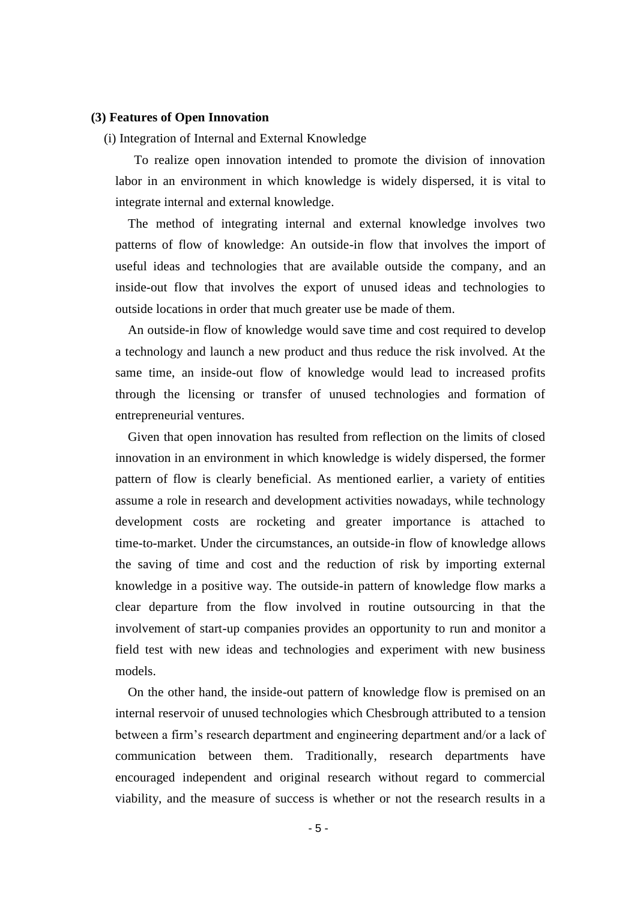### (3) Features of Open Innovation

(i) Integration of Internal and External Knowledge

To realize open innovation intended to promote the division of innovation labor in an environment in which knowledge is widely dispersed, it is vital to integrate internal and external knowledge.

The method of integrating internal and external knowledge involves two patterns of flow of knowledge: An outside-in flow that involves the import of useful ideas and technologies that are available outside the company, and an inside-out flow that involves the export of unused ideas and technologies to outside locations in order that much greater use be made of them.

An outside-in flow of knowledge would save time and cost required to develop a technology and launch a new product and thus reduce the risk involved. At the same time, an inside-out flow of knowledge would lead to increased profits through the licensing or transfer of unused technologies and formation of entrepreneurial ventures.

Given that open innovation has resulted from reflection on the limits of closed innovation in an environment in which knowledge is widely dispersed, the former pattern of flow is clearly beneficial. As mentioned earlier, a variety of entities assume a role in research and development activities nowadays, while technology development costs are rocketing and greater importance is attached to time-to-market. Under the circumstances, an outside-in flow of knowledge allows the saving of time and cost and the reduction of risk by importing external knowledge in a positive way. The outside-in pattern of knowledge flow marks a clear departure from the flow involved in routine outsourcing in that the involvement of start-up companies provides an opportunity to run and monitor a field test with new ideas and technologies and experiment with new business models.

On the other hand, the inside-out pattern of knowledge flow is premised on an internal reservoir of unused technologies which Chesbrough attributed to a tension between a firm's research department and engineering department and/or a lack of communication between them. Traditionally, research departments have encouraged independent and original research without regard to commercial viability, and the measure of success is whether or not the research results in a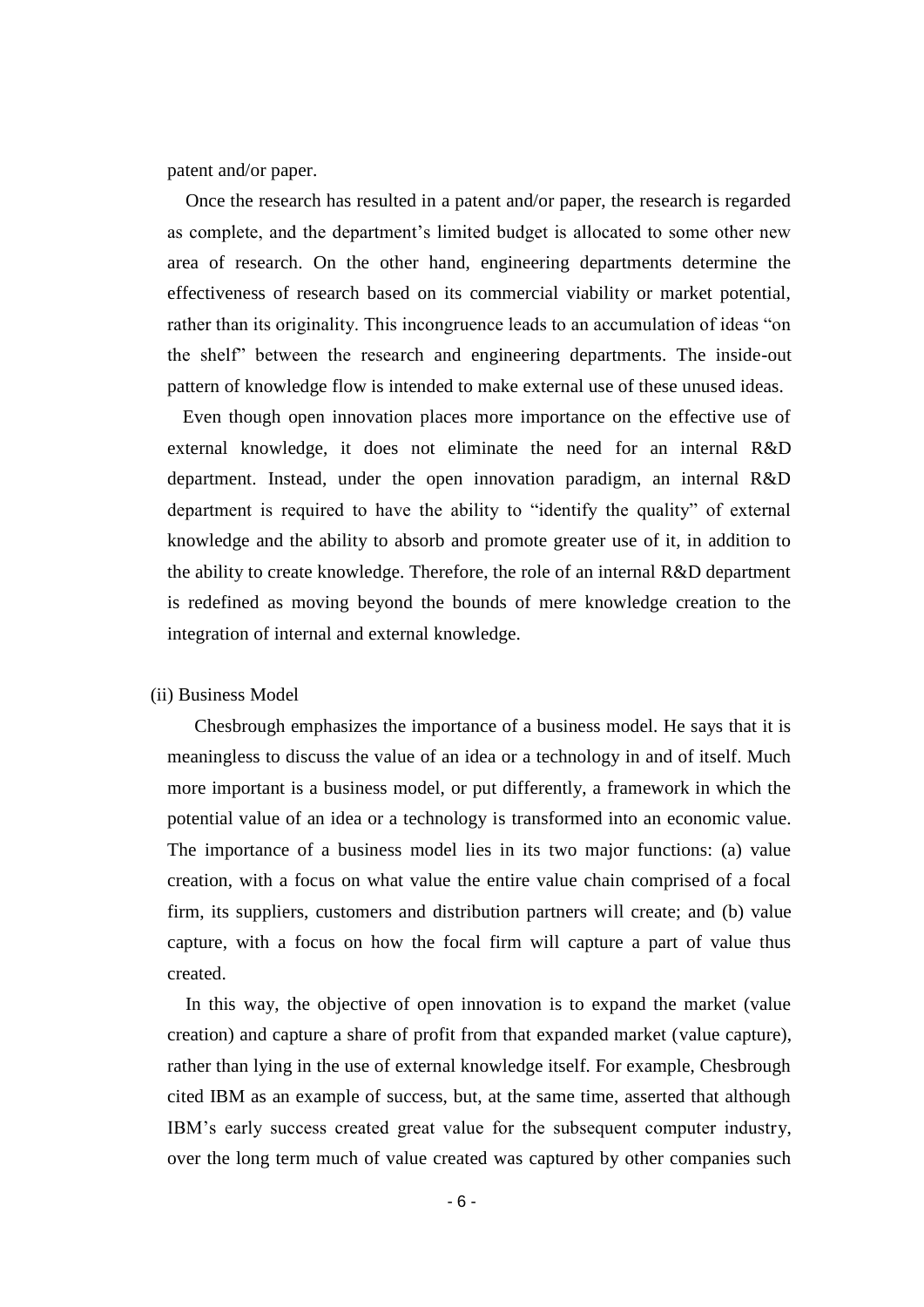patent and/or paper.

Once the research has resulted in a patent and/or paper, the research is regarded as complete, and the department's limited budget is allocated to some other new area of research. On the other hand, engineering departments determine the effectiveness of research based on its commercial viability or market potential, rather than its originality. This incongruence leads to an accumulation of ideas "on the shelf" between the research and engineering departments. The inside-out pattern of knowledge flow is intended to make external use of these unused ideas.

Even though open innovation places more importance on the effective use of external knowledge, it does not eliminate the need for an internal R&D department. Instead, under the open innovation paradigm, an internal R&D department is required to have the ability to "identify the quality" of external knowledge and the ability to absorb and promote greater use of it, in addition to the ability to create knowledge. Therefore, the role of an internal R&D department is redefined as moving beyond the bounds of mere knowledge creation to the integration of internal and external knowledge.

(ii) Business Model

Chesbrough emphasizes the importance of a business model. He says that it is meaningless to discuss the value of an idea or a technology in and of itself. Much more important is a business model, or put differently, a framework in which the potential value of an idea or a technology is transformed into an economic value. The importance of a business model lies in its two major functions: (a) value creation, with a focus on what value the entire value chain comprised of a focal firm, its suppliers, customers and distribution partners will create; and (b) value capture, with a focus on how the focal firm will capture a part of value thus created.

In this way, the objective of open innovation is to expand the market (value creation) and capture a share of profit from that expanded market (value capture), rather than lying in the use of external knowledge itself. For example, Chesbrough cited IBM as an example of success, but, at the same time, asserted that although IBM's early success created great value for the subsequent computer industry, over the long term much of value created was captured by other companies such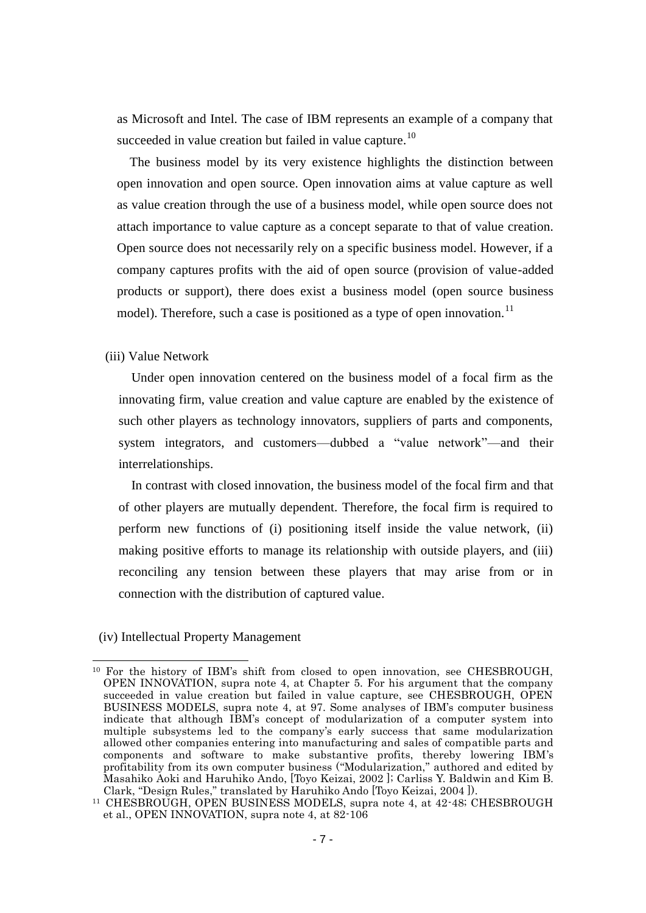as Microsoft and Intel. The case of IBM represents an example of a company that succeeded in value creation but failed in value capture.[10]

The business model by its very existence highlights the distinction between open innovation and open source. Open innovation aims at value capture as well as value creation through the use of a business model, while open source does not attach importance to value capture as a concept separate to that of value creation. Open source does not necessarily rely on a specific business model. However, if a company captures profits with the aid of open source (provision of value-added products or support), there does exist a business model (open source business model). Therefore, such a case is positioned as a type of open innovation.[11]

(iii) Value Network

Under open innovation centered on the business model of a focal firm as the innovating firm, value creation and value capture are enabled by the existence of such other players as technology innovators, suppliers of parts and components, system integrators, and customers—dubbed a "value network"—and their interrelationships.

In contrast with closed innovation, the business model of the focal firm and that of other players are mutually dependent. Therefore, the focal firm is required to perform new functions of (i) positioning itself inside the value network, (ii) making positive efforts to manage its relationship with outside players, and (iii) reconciling any tension between these players that may arise from or in connection with the distribution of captured value.

(iv) Intellectual Property Management

---

[10] For the history of IBM's shift from closed to open innovation, see CHESBROUGH, OPEN INNOVATION, supra note 4, at Chapter 5. For his argument that the company succeeded in value creation but failed in value capture, see CHESBROUGH, OPEN BUSINESS MODELS, supra note 4, at 97. Some analyses of IBM's computer business indicate that although IBM's concept of modularization of a computer system into multiple subsystems led to the company's early success that same modularization allowed other companies entering into manufacturing and sales of compatible parts and components and software to make substantive profits, thereby lowering IBM's profitability from its own computer business ("Modularization," authored and edited by Masahiko Aoki and Haruhiko Ando, [Toyo Keizai, 2002 ]; Carliss Y. Baldwin and Kim B. Clark, "Design Rules," translated by Haruhiko Ando [Toyo Keizai, 2004 ]).

[11] CHESBROUGH, OPEN BUSINESS MODELS, supra note 4, at 42-48; CHESBROUGH et al., OPEN INNOVATION, supra note 4, at 82-106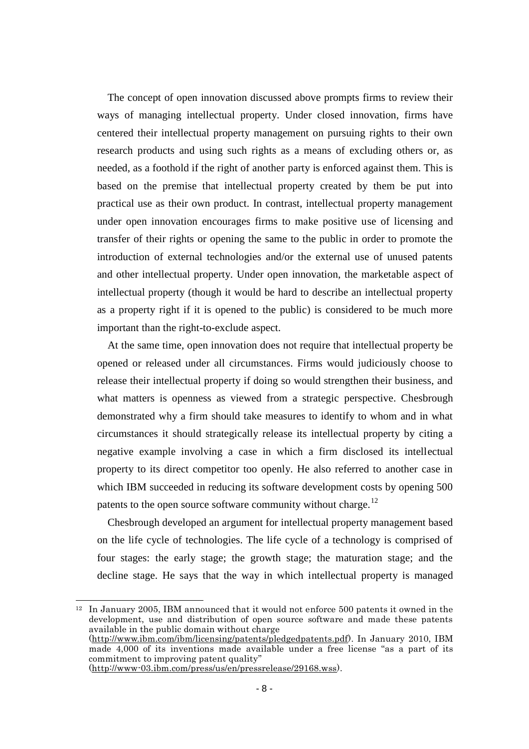The concept of open innovation discussed above prompts firms to review their ways of managing intellectual property. Under closed innovation, firms have centered their intellectual property management on pursuing rights to their own research products and using such rights as a means of excluding others or, as needed, as a foothold if the right of another party is enforced against them. This is based on the premise that intellectual property created by them be put into practical use as their own product. In contrast, intellectual property management under open innovation encourages firms to make positive use of licensing and transfer of their rights or opening the same to the public in order to promote the introduction of external technologies and/or the external use of unused patents and other intellectual property. Under open innovation, the marketable aspect of intellectual property (though it would be hard to describe an intellectual property as a property right if it is opened to the public) is considered to be much more important than the right-to-exclude aspect.

At the same time, open innovation does not require that intellectual property be opened or released under all circumstances. Firms would judiciously choose to release their intellectual property if doing so would strengthen their business, and what matters is openness as viewed from a strategic perspective. Chesbrough demonstrated why a firm should take measures to identify to whom and in what circumstances it should strategically release its intellectual property by citing a negative example involving a case in which a firm disclosed its intellectual property to its direct competitor too openly. He also referred to another case in which IBM succeeded in reducing its software development costs by opening 500 patents to the open source software community without charge.[12]

Chesbrough developed an argument for intellectual property management based on the life cycle of technologies. The life cycle of a technology is comprised of four stages: the early stage; the growth stage; the maturation stage; and the decline stage. He says that the way in which intellectual property is managed

---

[12] In January 2005, IBM announced that it would not enforce 500 patents it owned in the development, use and distribution of open source software and made these patents available in the public domain without charge (http://www.ibm.com/ibm/licensing/patents/pledgedpatents.pdf). In January 2010, IBM made 4,000 of its inventions made available under a free license "as a part of its commitment to improving patent quality" (http://www-03.ibm.com/press/us/en/pressrelease/29168.wss).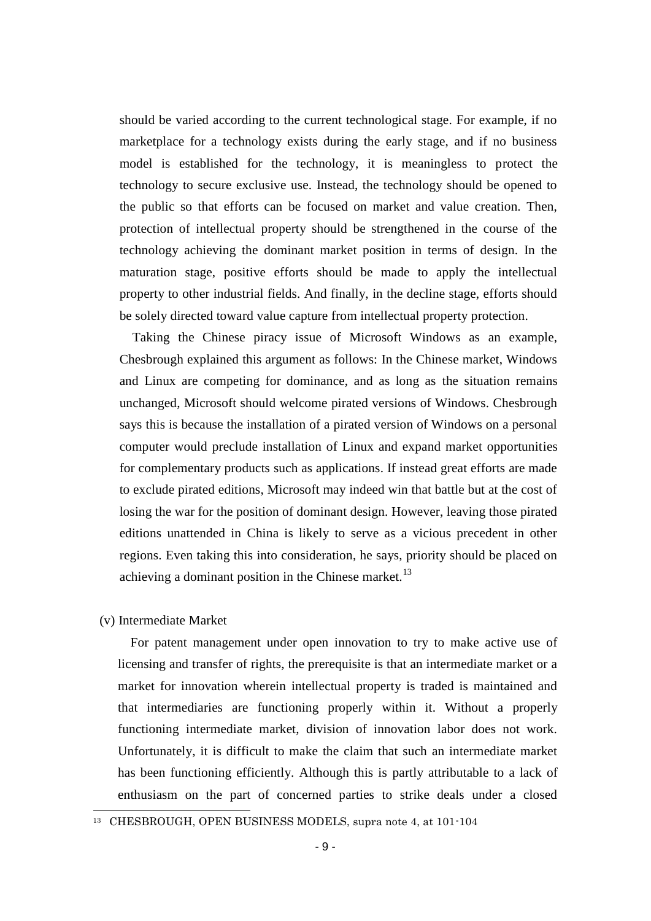should be varied according to the current technological stage. For example, if no marketplace for a technology exists during the early stage, and if no business model is established for the technology, it is meaningless to protect the technology to secure exclusive use. Instead, the technology should be opened to the public so that efforts can be focused on market and value creation. Then, protection of intellectual property should be strengthened in the course of the technology achieving the dominant market position in terms of design. In the maturation stage, positive efforts should be made to apply the intellectual property to other industrial fields. And finally, in the decline stage, efforts should be solely directed toward value capture from intellectual property protection.

Taking the Chinese piracy issue of Microsoft Windows as an example, Chesbrough explained this argument as follows: In the Chinese market, Windows and Linux are competing for dominance, and as long as the situation remains unchanged, Microsoft should welcome pirated versions of Windows. Chesbrough says this is because the installation of a pirated version of Windows on a personal computer would preclude installation of Linux and expand market opportunities for complementary products such as applications. If instead great efforts are made to exclude pirated editions, Microsoft may indeed win that battle but at the cost of losing the war for the position of dominant design. However, leaving those pirated editions unattended in China is likely to serve as a vicious precedent in other regions. Even taking this into consideration, he says, priority should be placed on achieving a dominant position in the Chinese market.[13]

(v) Intermediate Market

For patent management under open innovation to try to make active use of licensing and transfer of rights, the prerequisite is that an intermediate market or a market for innovation wherein intellectual property is traded is maintained and that intermediaries are functioning properly within it. Without a properly functioning intermediate market, division of innovation labor does not work. Unfortunately, it is difficult to make the claim that such an intermediate market has been functioning efficiently. Although this is partly attributable to a lack of enthusiasm on the part of concerned parties to strike deals under a closed

[13] CHESBROUGH, OPEN BUSINESS MODELS, supra note 4, at 101-104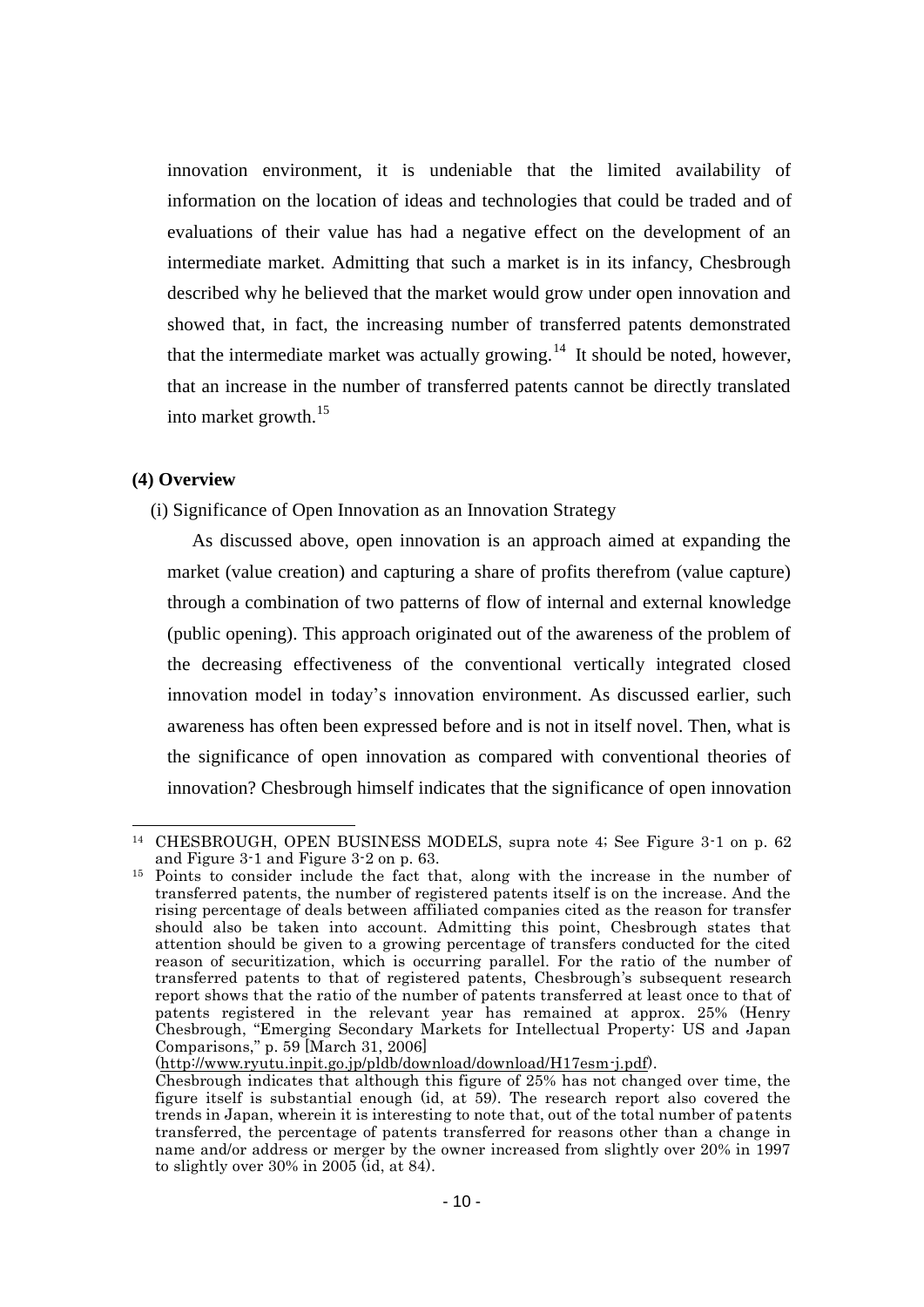innovation environment, it is undeniable that the limited availability of information on the location of ideas and technologies that could be traded and of evaluations of their value has had a negative effect on the development of an intermediate market. Admitting that such a market is in its infancy, Chesbrough described why he believed that the market would grow under open innovation and showed that, in fact, the increasing number of transferred patents demonstrated that the intermediate market was actually growing.[14] It should be noted, however, that an increase in the number of transferred patents cannot be directly translated into market growth.[15]

### (4) Overview

(i) Significance of Open Innovation as an Innovation Strategy

As discussed above, open innovation is an approach aimed at expanding the market (value creation) and capturing a share of profits therefrom (value capture) through a combination of two patterns of flow of internal and external knowledge (public opening). This approach originated out of the awareness of the problem of the decreasing effectiveness of the conventional vertically integrated closed innovation model in today's innovation environment. As discussed earlier, such awareness has often been expressed before and is not in itself novel. Then, what is the significance of open innovation as compared with conventional theories of innovation? Chesbrough himself indicates that the significance of open innovation

---

[14] CHESBROUGH, OPEN BUSINESS MODELS, supra note 4; See Figure 3-1 on p. 62 and Figure 3-1 and Figure 3-2 on p. 63.

[15] Points to consider include the fact that, along with the increase in the number of transferred patents, the number of registered patents itself is on the increase. And the rising percentage of deals between affiliated companies cited as the reason for transfer should also be taken into account. Admitting this point, Chesbrough states that attention should be given to a growing percentage of transfers conducted for the cited reason of securitization, which is occurring parallel. For the ratio of the number of transferred patents to that of registered patents, Chesbrough's subsequent research report shows that the ratio of the number of patents transferred at least once to that of patents registered in the relevant year has remained at approx. 25% (Henry Chesbrough, "Emerging Secondary Markets for Intellectual Property: US and Japan Comparisons," p. 59 [March 31, 2006] (http://www.ryutu.inpit.go.jp/pldb/download/download/H17esm-j.pdf).
Chesbrough indicates that although this figure of 25% has not changed over time, the figure itself is substantial enough (id, at 59). The research report also covered the trends in Japan, wherein it is interesting to note that, out of the total number of patents transferred, the percentage of patents transferred for reasons other than a change in name and/or address or merger by the owner increased from slightly over 20% in 1997 to slightly over 30% in 2005 (id, at 84).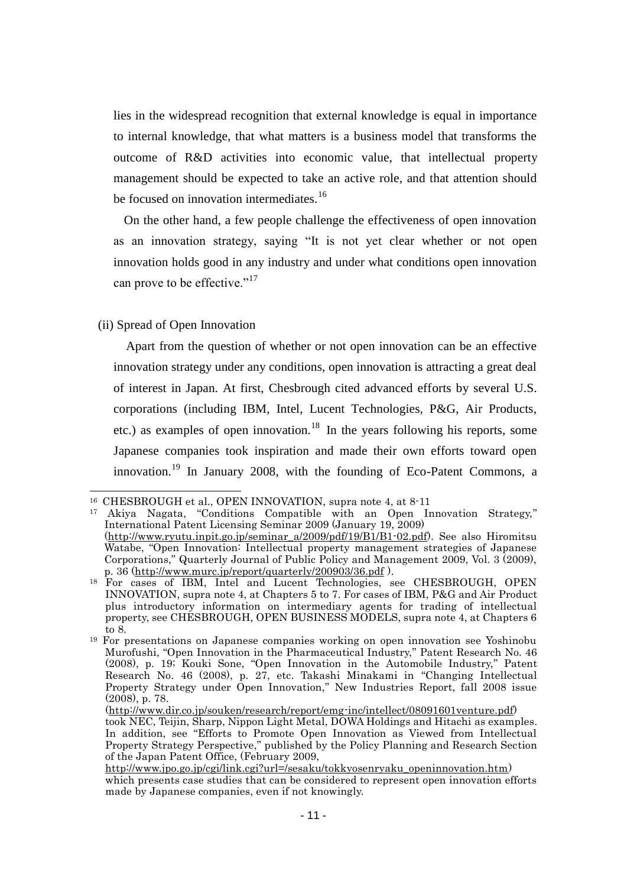lies in the widespread recognition that external knowledge is equal in importance to internal knowledge, that what matters is a business model that transforms the outcome of R&D activities into economic value, that intellectual property management should be expected to take an active role, and that attention should be focused on innovation intermediates.[16]

On the other hand, a few people challenge the effectiveness of open innovation as an innovation strategy, saying "It is not yet clear whether or not open innovation holds good in any industry and under what conditions open innovation can prove to be effective."[17]

(ii) Spread of Open Innovation

Apart from the question of whether or not open innovation can be an effective innovation strategy under any conditions, open innovation is attracting a great deal of interest in Japan. At first, Chesbrough cited advanced efforts by several U.S. corporations (including IBM, Intel, Lucent Technologies, P&G, Air Products, etc.) as examples of open innovation.[18] In the years following his reports, some Japanese companies took inspiration and made their own efforts toward open innovation.[19] In January 2008, with the founding of Eco-Patent Commons, a

---

[16] CHESBROUGH et al., OPEN INNOVATION, supra note 4, at 8-11

[17] Akiya Nagata, "Conditions Compatible with an Open Innovation Strategy," International Patent Licensing Seminar 2009 (January 19, 2009) (http://www.ryutu.inpit.go.jp/seminar_a/2009/pdf/19/B1/B1-02.pdf). See also Hiromitsu Watabe, "Open Innovation: Intellectual property management strategies of Japanese Corporations," Quarterly Journal of Public Policy and Management 2009, Vol. 3 (2009), p. 36 (http://www.murc.jp/report/quarterly/200903/36.pdf ).

[18] For cases of IBM, Intel and Lucent Technologies, see CHESBROUGH, OPEN INNOVATION, supra note 4, at Chapters 5 to 7. For cases of IBM, P&G and Air Product plus introductory information on intermediary agents for trading of intellectual property, see CHESBROUGH, OPEN BUSINESS MODELS, supra note 4, at Chapters 6 to 8.

[19] For presentations on Japanese companies working on open innovation see Yoshinobu Murofushi, "Open Innovation in the Pharmaceutical Industry," Patent Research No. 46 (2008), p. 19; Kouki Sone, "Open Innovation in the Automobile Industry," Patent Research No. 46 (2008), p. 27, etc. Takashi Minakami in "Changing Intellectual Property Strategy under Open Innovation," New Industries Report, fall 2008 issue (2008), p. 78. (http://www.dir.co.jp/souken/research/report/emg-inc/intellect/08091601venture.pdf) took NEC, Teijin, Sharp, Nippon Light Metal, DOWA Holdings and Hitachi as examples. In addition, see "Efforts to Promote Open Innovation as Viewed from Intellectual Property Strategy Perspective," published by the Policy Planning and Research Section of the Japan Patent Office, (February 2009, http://www.jpo.go.jp/cgi/link.cgi?url=/sesaku/tokkyosenryaku_openinnovation.htm) which presents case studies that can be considered to represent open innovation efforts made by Japanese companies, even if not knowingly.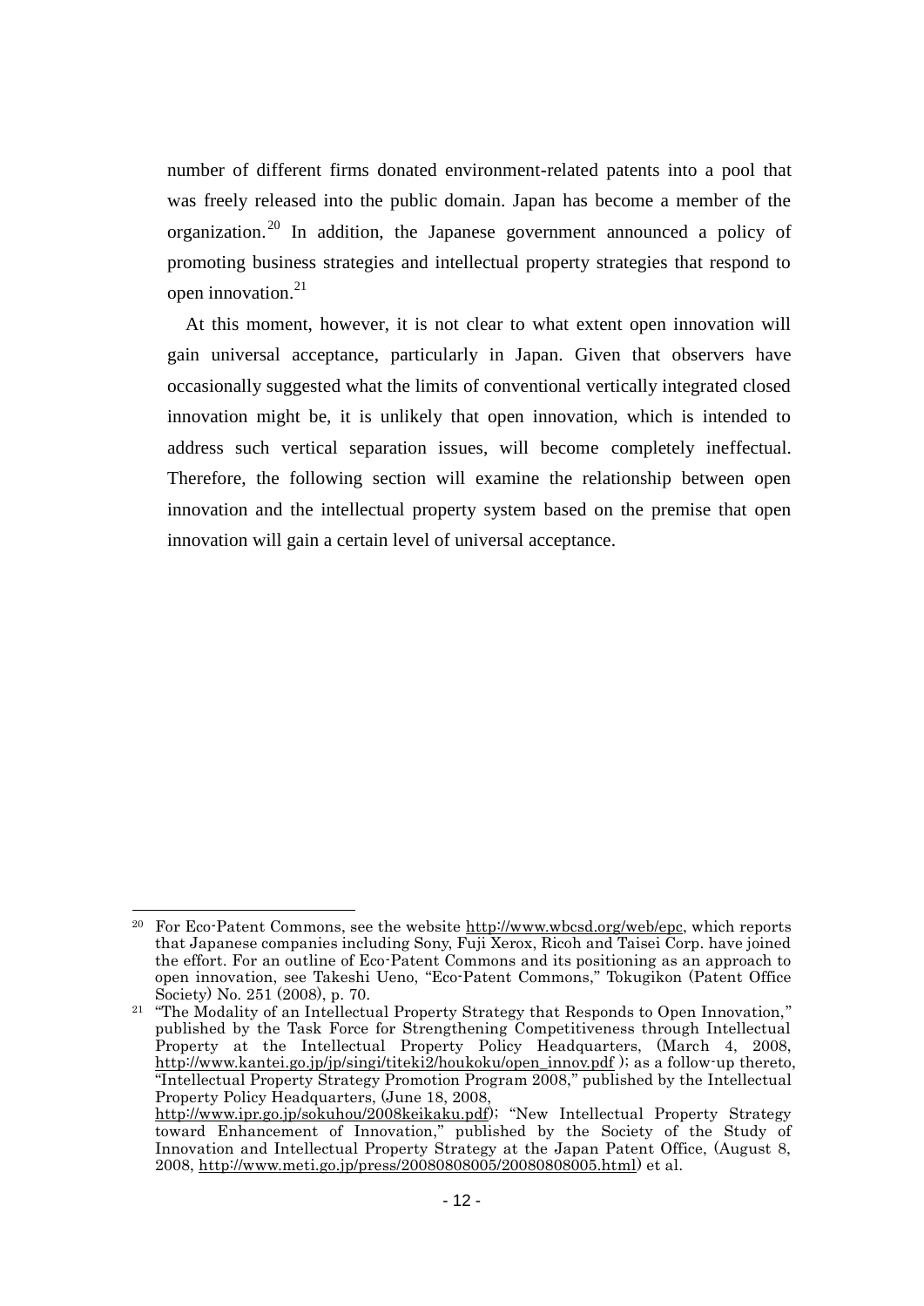number of different firms donated environment-related patents into a pool that was freely released into the public domain. Japan has become a member of the organization.[20] In addition, the Japanese government announced a policy of promoting business strategies and intellectual property strategies that respond to open innovation.[21]

At this moment, however, it is not clear to what extent open innovation will gain universal acceptance, particularly in Japan. Given that observers have occasionally suggested what the limits of conventional vertically integrated closed innovation might be, it is unlikely that open innovation, which is intended to address such vertical separation issues, will become completely ineffectual. Therefore, the following section will examine the relationship between open innovation and the intellectual property system based on the premise that open innovation will gain a certain level of universal acceptance.

---

[20] For Eco-Patent Commons, see the website http://www.wbcsd.org/web/epc, which reports that Japanese companies including Sony, Fuji Xerox, Ricoh and Taisei Corp. have joined the effort. For an outline of Eco-Patent Commons and its positioning as an approach to open innovation, see Takeshi Ueno, "Eco-Patent Commons," Tokugikon (Patent Office Society) No. 251 (2008), p. 70.

[21] "The Modality of an Intellectual Property Strategy that Responds to Open Innovation," published by the Task Force for Strengthening Competitiveness through Intellectual Property at the Intellectual Property Policy Headquarters, (March 4, 2008, http://www.kantei.go.jp/jp/singi/titeki2/houkoku/open_innov.pdf ); as a follow-up thereto, "Intellectual Property Strategy Promotion Program 2008," published by the Intellectual Property Policy Headquarters, (June 18, 2008, http://www.ipr.go.jp/sokuhou/2008keikaku.pdf); "New Intellectual Property Strategy toward Enhancement of Innovation," published by the Society of the Study of Innovation and Intellectual Property Strategy at the Japan Patent Office, (August 8, 2008, http://www.meti.go.jp/press/20080808005/20080808005.html) et al.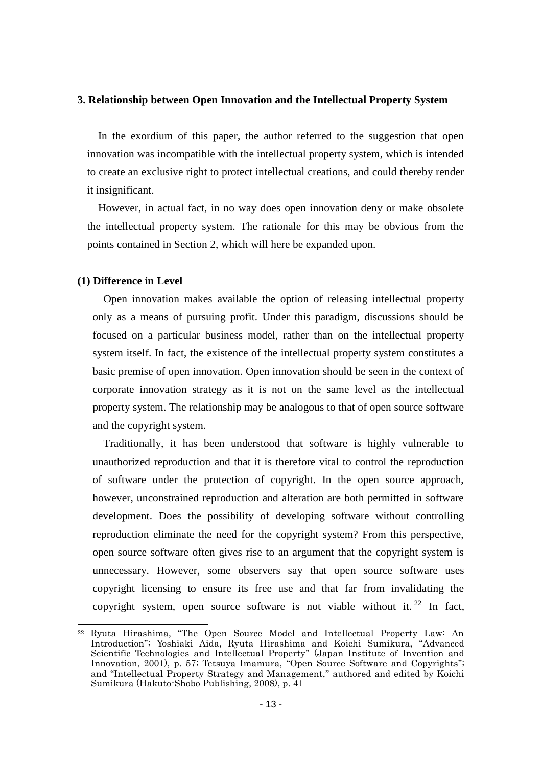## 3. Relationship between Open Innovation and the Intellectual Property System

In the exordium of this paper, the author referred to the suggestion that open innovation was incompatible with the intellectual property system, which is intended to create an exclusive right to protect intellectual creations, and could thereby render it insignificant.

However, in actual fact, in no way does open innovation deny or make obsolete the intellectual property system. The rationale for this may be obvious from the points contained in Section 2, which will here be expanded upon.

### (1) Difference in Level

Open innovation makes available the option of releasing intellectual property only as a means of pursuing profit. Under this paradigm, discussions should be focused on a particular business model, rather than on the intellectual property system itself. In fact, the existence of the intellectual property system constitutes a basic premise of open innovation. Open innovation should be seen in the context of corporate innovation strategy as it is not on the same level as the intellectual property system. The relationship may be analogous to that of open source software and the copyright system.

Traditionally, it has been understood that software is highly vulnerable to unauthorized reproduction and that it is therefore vital to control the reproduction of software under the protection of copyright. In the open source approach, however, unconstrained reproduction and alteration are both permitted in software development. Does the possibility of developing software without controlling reproduction eliminate the need for the copyright system? From this perspective, open source software often gives rise to an argument that the copyright system is unnecessary. However, some observers say that open source software uses copyright licensing to ensure its free use and that far from invalidating the copyright system, open source software is not viable without it.[22] In fact,

---

[22] Ryuta Hirashima, "The Open Source Model and Intellectual Property Law: An Introduction"; Yoshiaki Aida, Ryuta Hirashima and Koichi Sumikura, "Advanced Scientific Technologies and Intellectual Property" (Japan Institute of Invention and Innovation, 2001), p. 57; Tetsuya Imamura, "Open Source Software and Copyrights"; and "Intellectual Property Strategy and Management," authored and edited by Koichi Sumikura (Hakuto-Shobo Publishing, 2008), p. 41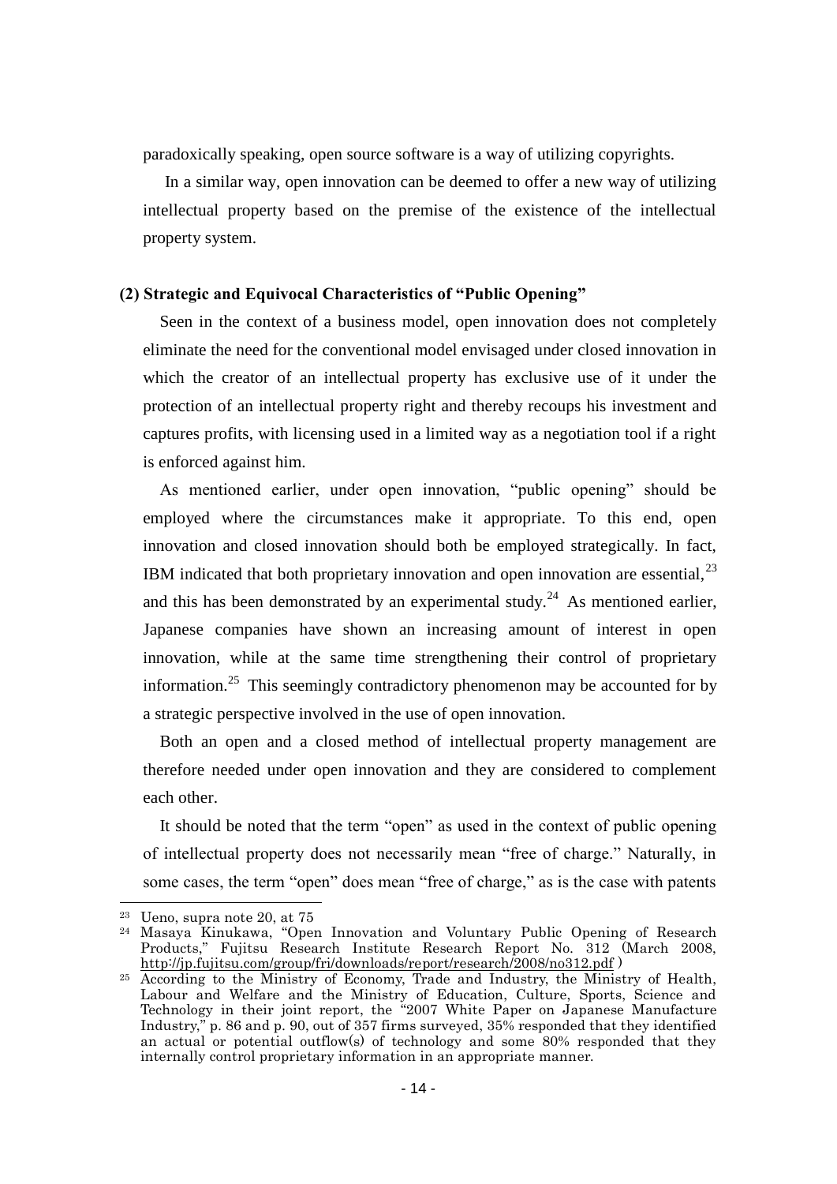paradoxically speaking, open source software is a way of utilizing copyrights.

In a similar way, open innovation can be deemed to offer a new way of utilizing intellectual property based on the premise of the existence of the intellectual property system.

### (2) Strategic and Equivocal Characteristics of "Public Opening"

Seen in the context of a business model, open innovation does not completely eliminate the need for the conventional model envisaged under closed innovation in which the creator of an intellectual property has exclusive use of it under the protection of an intellectual property right and thereby recoups his investment and captures profits, with licensing used in a limited way as a negotiation tool if a right is enforced against him.

As mentioned earlier, under open innovation, "public opening" should be employed where the circumstances make it appropriate. To this end, open innovation and closed innovation should both be employed strategically. In fact, IBM indicated that both proprietary innovation and open innovation are essential,[23] and this has been demonstrated by an experimental study.[24] As mentioned earlier, Japanese companies have shown an increasing amount of interest in open innovation, while at the same time strengthening their control of proprietary information.[25] This seemingly contradictory phenomenon may be accounted for by a strategic perspective involved in the use of open innovation.

Both an open and a closed method of intellectual property management are therefore needed under open innovation and they are considered to complement each other.

It should be noted that the term "open" as used in the context of public opening of intellectual property does not necessarily mean "free of charge." Naturally, in some cases, the term "open" does mean "free of charge," as is the case with patents

---

[23] Ueno, supra note 20, at 75

[24] Masaya Kinukawa, "Open Innovation and Voluntary Public Opening of Research Products," Fujitsu Research Institute Research Report No. 312 (March 2008, http://jp.fujitsu.com/group/fri/downloads/report/research/2008/no312.pdf )

[25] According to the Ministry of Economy, Trade and Industry, the Ministry of Health, Labour and Welfare and the Ministry of Education, Culture, Sports, Science and Technology in their joint report, the "2007 White Paper on Japanese Manufacture Industry," p. 86 and p. 90, out of 357 firms surveyed, 35% responded that they identified an actual or potential outflow(s) of technology and some 80% responded that they internally control proprietary information in an appropriate manner.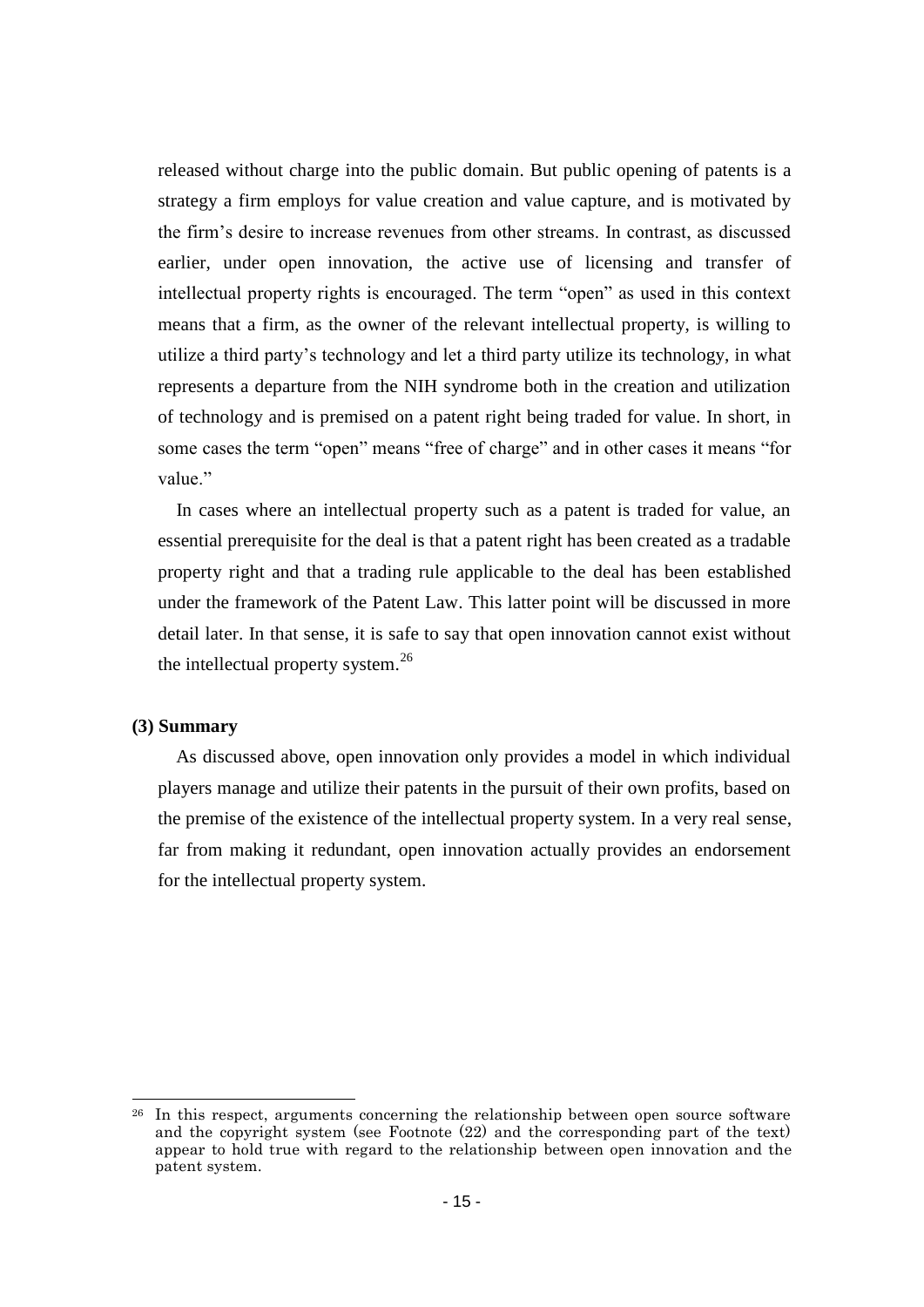released without charge into the public domain. But public opening of patents is a strategy a firm employs for value creation and value capture, and is motivated by the firm's desire to increase revenues from other streams. In contrast, as discussed earlier, under open innovation, the active use of licensing and transfer of intellectual property rights is encouraged. The term "open" as used in this context means that a firm, as the owner of the relevant intellectual property, is willing to utilize a third party's technology and let a third party utilize its technology, in what represents a departure from the NIH syndrome both in the creation and utilization of technology and is premised on a patent right being traded for value. In short, in some cases the term "open" means "free of charge" and in other cases it means "for value."

In cases where an intellectual property such as a patent is traded for value, an essential prerequisite for the deal is that a patent right has been created as a tradable property right and that a trading rule applicable to the deal has been established under the framework of the Patent Law. This latter point will be discussed in more detail later. In that sense, it is safe to say that open innovation cannot exist without the intellectual property system.[26]

**(3) Summary**

As discussed above, open innovation only provides a model in which individual players manage and utilize their patents in the pursuit of their own profits, based on the premise of the existence of the intellectual property system. In a very real sense, far from making it redundant, open innovation actually provides an endorsement for the intellectual property system.

---

[26] In this respect, arguments concerning the relationship between open source software and the copyright system (see Footnote (22) and the corresponding part of the text) appear to hold true with regard to the relationship between open innovation and the patent system.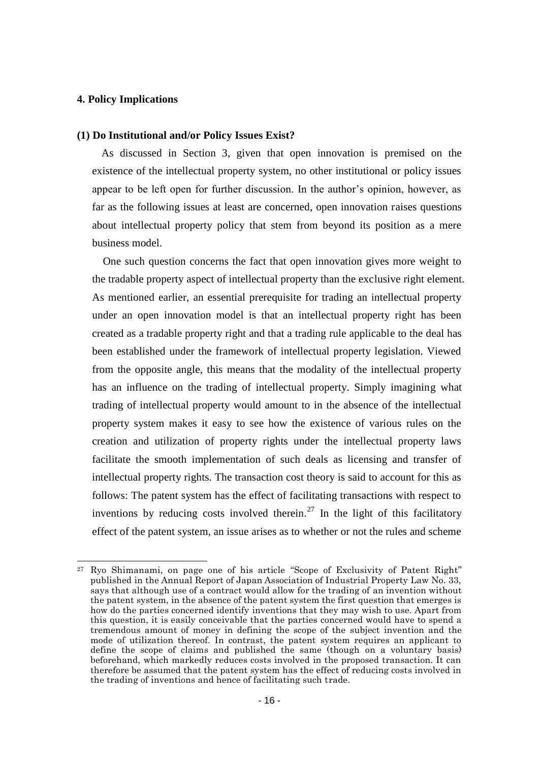## 4. Policy Implications

### (1) Do Institutional and/or Policy Issues Exist?

As discussed in Section 3, given that open innovation is premised on the existence of the intellectual property system, no other institutional or policy issues appear to be left open for further discussion. In the author's opinion, however, as far as the following issues at least are concerned, open innovation raises questions about intellectual property policy that stem from beyond its position as a mere business model.

One such question concerns the fact that open innovation gives more weight to the tradable property aspect of intellectual property than the exclusive right element. As mentioned earlier, an essential prerequisite for trading an intellectual property under an open innovation model is that an intellectual property right has been created as a tradable property right and that a trading rule applicable to the deal has been established under the framework of intellectual property legislation. Viewed from the opposite angle, this means that the modality of the intellectual property has an influence on the trading of intellectual property. Simply imagining what trading of intellectual property would amount to in the absence of the intellectual property system makes it easy to see how the existence of various rules on the creation and utilization of property rights under the intellectual property laws facilitate the smooth implementation of such deals as licensing and transfer of intellectual property rights. The transaction cost theory is said to account for this as follows: The patent system has the effect of facilitating transactions with respect to inventions by reducing costs involved therein.[27] In the light of this facilitatory effect of the patent system, an issue arises as to whether or not the rules and scheme

[27] Ryo Shimanami, on page one of his article "Scope of Exclusivity of Patent Right" published in the Annual Report of Japan Association of Industrial Property Law No. 33, says that although use of a contract would allow for the trading of an invention without the patent system, in the absence of the patent system the first question that emerges is how do the parties concerned identify inventions that they may wish to use. Apart from this question, it is easily conceivable that the parties concerned would have to spend a tremendous amount of money in defining the scope of the subject invention and the mode of utilization thereof. In contrast, the patent system requires an applicant to define the scope of claims and published the same (though on a voluntary basis) beforehand, which markedly reduces costs involved in the proposed transaction. It can therefore be assumed that the patent system has the effect of reducing costs involved in the trading of inventions and hence of facilitating such trade.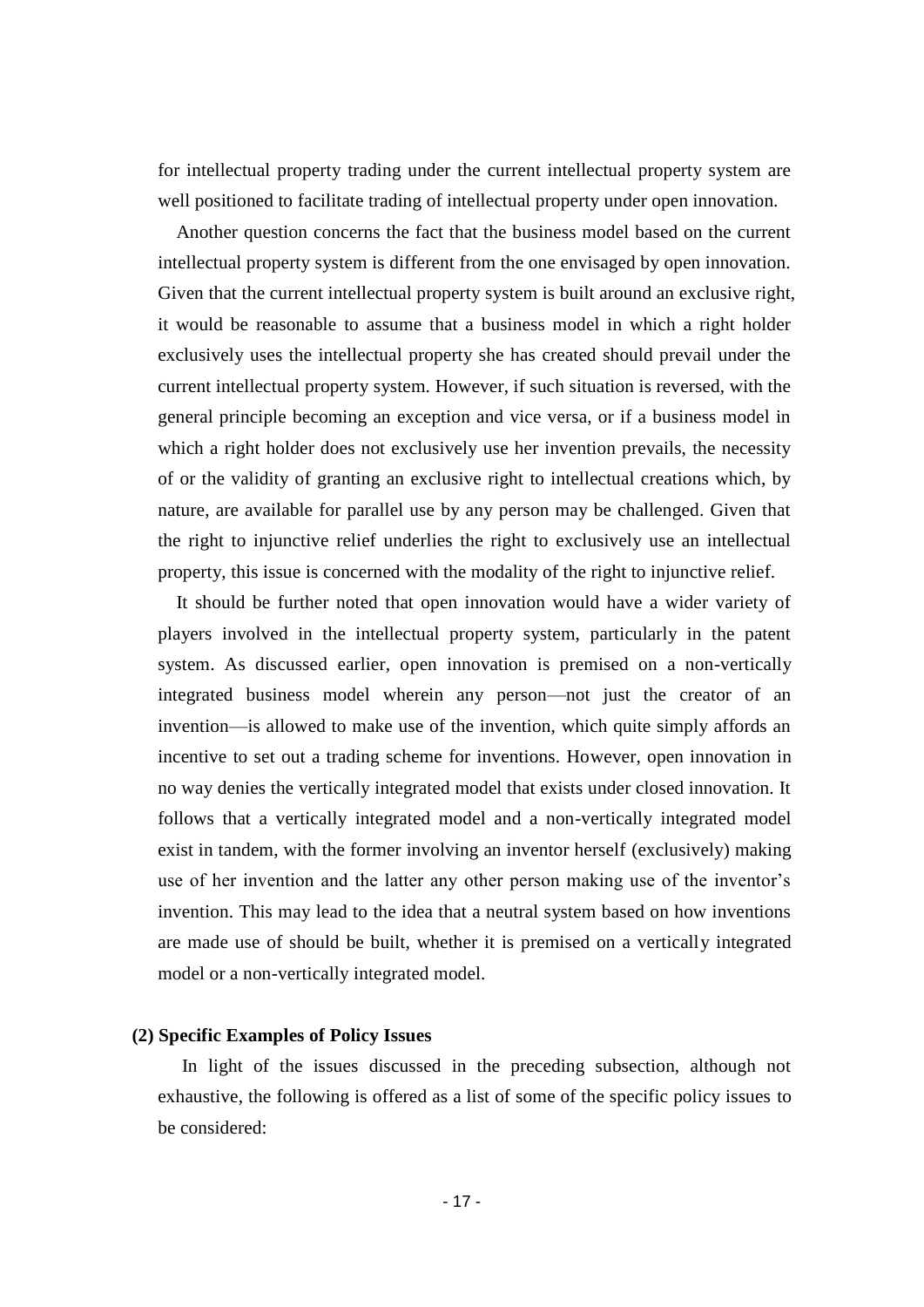for intellectual property trading under the current intellectual property system are well positioned to facilitate trading of intellectual property under open innovation.

Another question concerns the fact that the business model based on the current intellectual property system is different from the one envisaged by open innovation. Given that the current intellectual property system is built around an exclusive right, it would be reasonable to assume that a business model in which a right holder exclusively uses the intellectual property she has created should prevail under the current intellectual property system. However, if such situation is reversed, with the general principle becoming an exception and vice versa, or if a business model in which a right holder does not exclusively use her invention prevails, the necessity of or the validity of granting an exclusive right to intellectual creations which, by nature, are available for parallel use by any person may be challenged. Given that the right to injunctive relief underlies the right to exclusively use an intellectual property, this issue is concerned with the modality of the right to injunctive relief.

It should be further noted that open innovation would have a wider variety of players involved in the intellectual property system, particularly in the patent system. As discussed earlier, open innovation is premised on a non-vertically integrated business model wherein any person—not just the creator of an invention—is allowed to make use of the invention, which quite simply affords an incentive to set out a trading scheme for inventions. However, open innovation in no way denies the vertically integrated model that exists under closed innovation. It follows that a vertically integrated model and a non-vertically integrated model exist in tandem, with the former involving an inventor herself (exclusively) making use of her invention and the latter any other person making use of the inventor's invention. This may lead to the idea that a neutral system based on how inventions are made use of should be built, whether it is premised on a vertically integrated model or a non-vertically integrated model.

### (2) Specific Examples of Policy Issues

In light of the issues discussed in the preceding subsection, although not exhaustive, the following is offered as a list of some of the specific policy issues to be considered: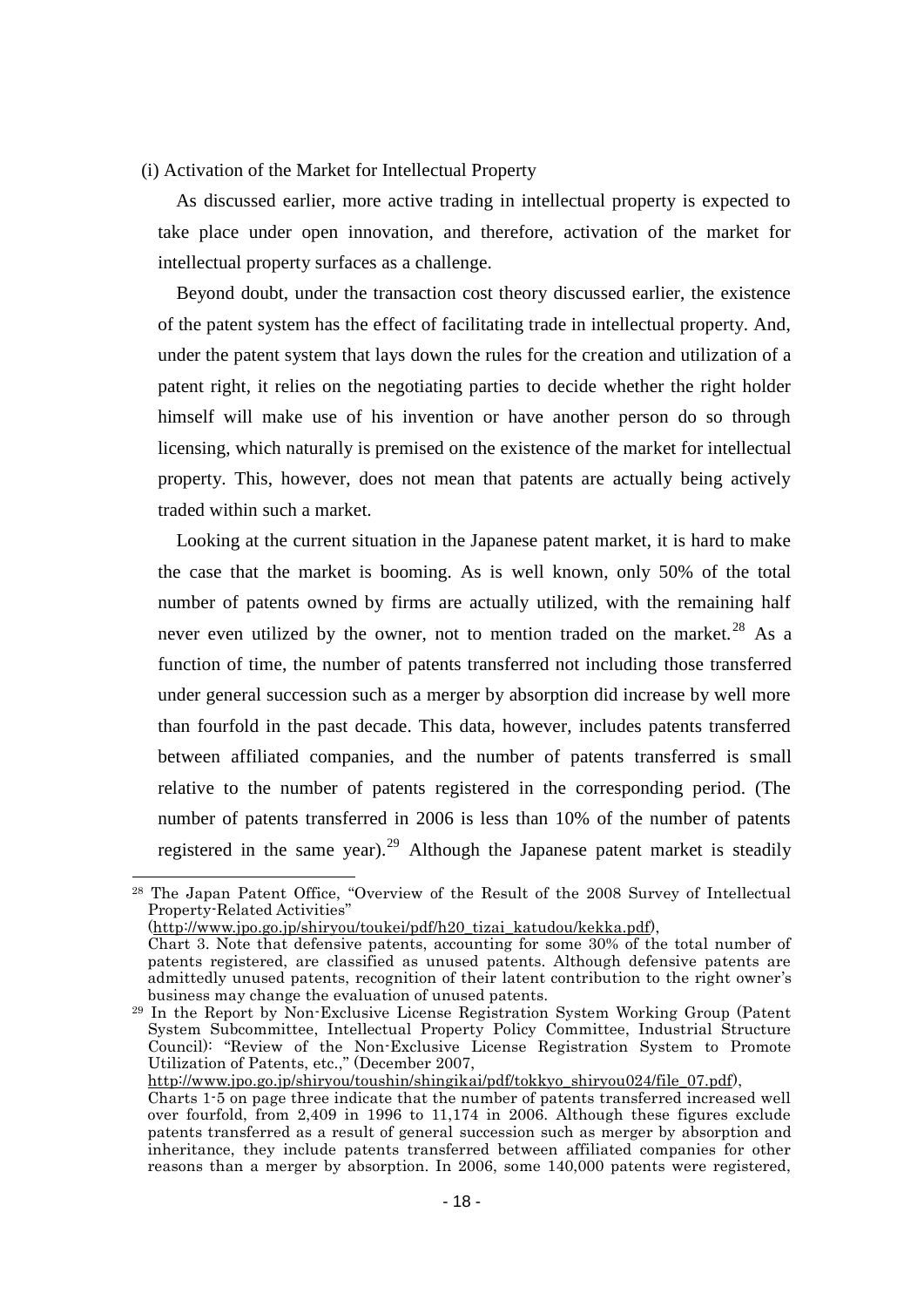(i) Activation of the Market for Intellectual Property

As discussed earlier, more active trading in intellectual property is expected to take place under open innovation, and therefore, activation of the market for intellectual property surfaces as a challenge.

Beyond doubt, under the transaction cost theory discussed earlier, the existence of the patent system has the effect of facilitating trade in intellectual property. And, under the patent system that lays down the rules for the creation and utilization of a patent right, it relies on the negotiating parties to decide whether the right holder himself will make use of his invention or have another person do so through licensing, which naturally is premised on the existence of the market for intellectual property. This, however, does not mean that patents are actually being actively traded within such a market.

Looking at the current situation in the Japanese patent market, it is hard to make the case that the market is booming. As is well known, only 50% of the total number of patents owned by firms are actually utilized, with the remaining half never even utilized by the owner, not to mention traded on the market.[28] As a function of time, the number of patents transferred not including those transferred under general succession such as a merger by absorption did increase by well more than fourfold in the past decade. This data, however, includes patents transferred between affiliated companies, and the number of patents transferred is small relative to the number of patents registered in the corresponding period. (The number of patents transferred in 2006 is less than 10% of the number of patents registered in the same year).[29] Although the Japanese patent market is steadily

---

[28] The Japan Patent Office, "Overview of the Result of the 2008 Survey of Intellectual Property-Related Activities" (http://www.jpo.go.jp/shiryou/toukei/pdf/h20_tizai_katudou/kekka.pdf), Chart 3. Note that defensive patents, accounting for some 30% of the total number of patents registered, are classified as unused patents. Although defensive patents are admittedly unused patents, recognition of their latent contribution to the right owner's business may change the evaluation of unused patents.

[29] In the Report by Non-Exclusive License Registration System Working Group (Patent System Subcommittee, Intellectual Property Policy Committee, Industrial Structure Council): "Review of the Non-Exclusive License Registration System to Promote Utilization of Patents, etc.," (December 2007, http://www.jpo.go.jp/shiryou/toushin/shingikai/pdf/tokkyo_shiryou024/file_07.pdf), Charts 1-5 on page three indicate that the number of patents transferred increased well over fourfold, from 2,409 in 1996 to 11,174 in 2006. Although these figures exclude patents transferred as a result of general succession such as merger by absorption and inheritance, they include patents transferred between affiliated companies for other reasons than a merger by absorption. In 2006, some 140,000 patents were registered,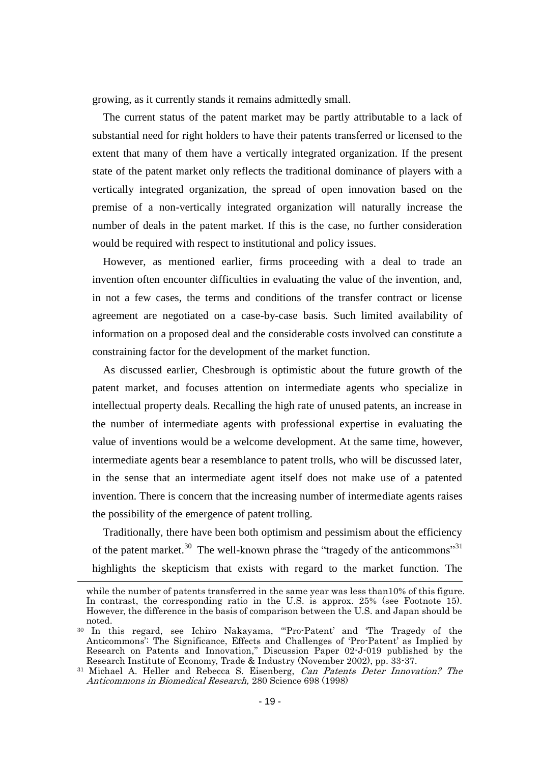growing, as it currently stands it remains admittedly small.

The current status of the patent market may be partly attributable to a lack of substantial need for right holders to have their patents transferred or licensed to the extent that many of them have a vertically integrated organization. If the present state of the patent market only reflects the traditional dominance of players with a vertically integrated organization, the spread of open innovation based on the premise of a non-vertically integrated organization will naturally increase the number of deals in the patent market. If this is the case, no further consideration would be required with respect to institutional and policy issues.

However, as mentioned earlier, firms proceeding with a deal to trade an invention often encounter difficulties in evaluating the value of the invention, and, in not a few cases, the terms and conditions of the transfer contract or license agreement are negotiated on a case-by-case basis. Such limited availability of information on a proposed deal and the considerable costs involved can constitute a constraining factor for the development of the market function.

As discussed earlier, Chesbrough is optimistic about the future growth of the patent market, and focuses attention on intermediate agents who specialize in intellectual property deals. Recalling the high rate of unused patents, an increase in the number of intermediate agents with professional expertise in evaluating the value of inventions would be a welcome development. At the same time, however, intermediate agents bear a resemblance to patent trolls, who will be discussed later, in the sense that an intermediate agent itself does not make use of a patented invention. There is concern that the increasing number of intermediate agents raises the possibility of the emergence of patent trolling.

Traditionally, there have been both optimism and pessimism about the efficiency of the patent market.[30] The well-known phrase the "tragedy of the anticommons"[31] highlights the skepticism that exists with regard to the market function. The

---

while the number of patents transferred in the same year was less than10% of this figure. In contrast, the corresponding ratio in the U.S. is approx. 25% (see Footnote 15). However, the difference in the basis of comparison between the U.S. and Japan should be noted.

[30] In this regard, see Ichiro Nakayama, "'Pro-Patent' and 'The Tragedy of the Anticommons': The Significance, Effects and Challenges of 'Pro-Patent' as Implied by Research on Patents and Innovation," Discussion Paper 02-J-019 published by the Research Institute of Economy, Trade & Industry (November 2002), pp. 33-37.

[31] Michael A. Heller and Rebecca S. Eisenberg, *Can Patents Deter Innovation? The Anticommons in Biomedical Research,* 280 Science 698 (1998)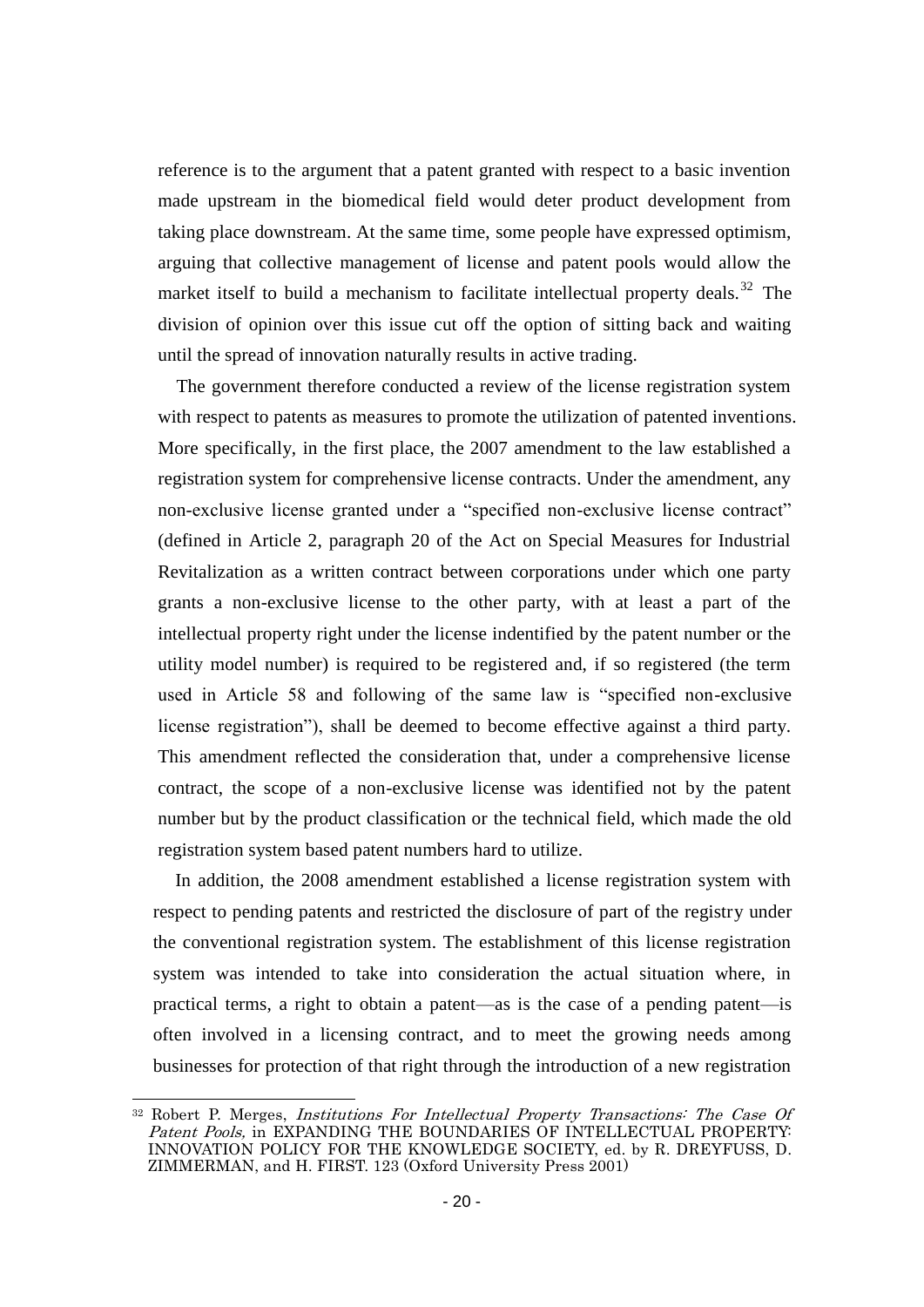reference is to the argument that a patent granted with respect to a basic invention made upstream in the biomedical field would deter product development from taking place downstream. At the same time, some people have expressed optimism, arguing that collective management of license and patent pools would allow the market itself to build a mechanism to facilitate intellectual property deals.[32] The division of opinion over this issue cut off the option of sitting back and waiting until the spread of innovation naturally results in active trading.

The government therefore conducted a review of the license registration system with respect to patents as measures to promote the utilization of patented inventions. More specifically, in the first place, the 2007 amendment to the law established a registration system for comprehensive license contracts. Under the amendment, any non-exclusive license granted under a "specified non-exclusive license contract" (defined in Article 2, paragraph 20 of the Act on Special Measures for Industrial Revitalization as a written contract between corporations under which one party grants a non-exclusive license to the other party, with at least a part of the intellectual property right under the license indentified by the patent number or the utility model number) is required to be registered and, if so registered (the term used in Article 58 and following of the same law is "specified non-exclusive license registration"), shall be deemed to become effective against a third party. This amendment reflected the consideration that, under a comprehensive license contract, the scope of a non-exclusive license was identified not by the patent number but by the product classification or the technical field, which made the old registration system based patent numbers hard to utilize.

In addition, the 2008 amendment established a license registration system with respect to pending patents and restricted the disclosure of part of the registry under the conventional registration system. The establishment of this license registration system was intended to take into consideration the actual situation where, in practical terms, a right to obtain a patent—as is the case of a pending patent—is often involved in a licensing contract, and to meet the growing needs among businesses for protection of that right through the introduction of a new registration

---

[32] Robert P. Merges, *Institutions For Intellectual Property Transactions: The Case Of Patent Pools,* in EXPANDING THE BOUNDARIES OF INTELLECTUAL PROPERTY: INNOVATION POLICY FOR THE KNOWLEDGE SOCIETY, ed. by R. DREYFUSS, D. ZIMMERMAN, and H. FIRST. 123 (Oxford University Press 2001)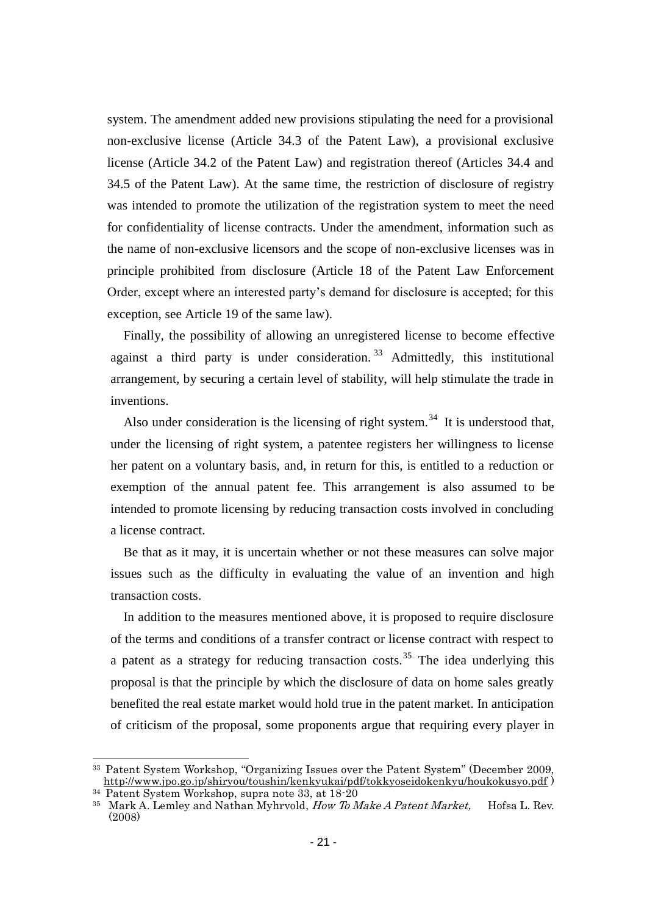system. The amendment added new provisions stipulating the need for a provisional non-exclusive license (Article 34.3 of the Patent Law), a provisional exclusive license (Article 34.2 of the Patent Law) and registration thereof (Articles 34.4 and 34.5 of the Patent Law). At the same time, the restriction of disclosure of registry was intended to promote the utilization of the registration system to meet the need for confidentiality of license contracts. Under the amendment, information such as the name of non-exclusive licensors and the scope of non-exclusive licenses was in principle prohibited from disclosure (Article 18 of the Patent Law Enforcement Order, except where an interested party's demand for disclosure is accepted; for this exception, see Article 19 of the same law).

Finally, the possibility of allowing an unregistered license to become effective against a third party is under consideration.[33] Admittedly, this institutional arrangement, by securing a certain level of stability, will help stimulate the trade in inventions.

Also under consideration is the licensing of right system.[34] It is understood that, under the licensing of right system, a patentee registers her willingness to license her patent on a voluntary basis, and, in return for this, is entitled to a reduction or exemption of the annual patent fee. This arrangement is also assumed to be intended to promote licensing by reducing transaction costs involved in concluding a license contract.

Be that as it may, it is uncertain whether or not these measures can solve major issues such as the difficulty in evaluating the value of an invention and high transaction costs.

In addition to the measures mentioned above, it is proposed to require disclosure of the terms and conditions of a transfer contract or license contract with respect to a patent as a strategy for reducing transaction costs.[35] The idea underlying this proposal is that the principle by which the disclosure of data on home sales greatly benefited the real estate market would hold true in the patent market. In anticipation of criticism of the proposal, some proponents argue that requiring every player in

---

[33] Patent System Workshop, "Organizing Issues over the Patent System" (December 2009, http://www.jpo.go.jp/shiryou/toushin/kenkyukai/pdf/tokkyoseidokenkyu/houkokusyo.pdf )

[34] Patent System Workshop, supra note 33, at 18-20

[35] Mark A. Lemley and Nathan Myhrvold, *How To Make A Patent Market,* Hofsa L. Rev. (2008)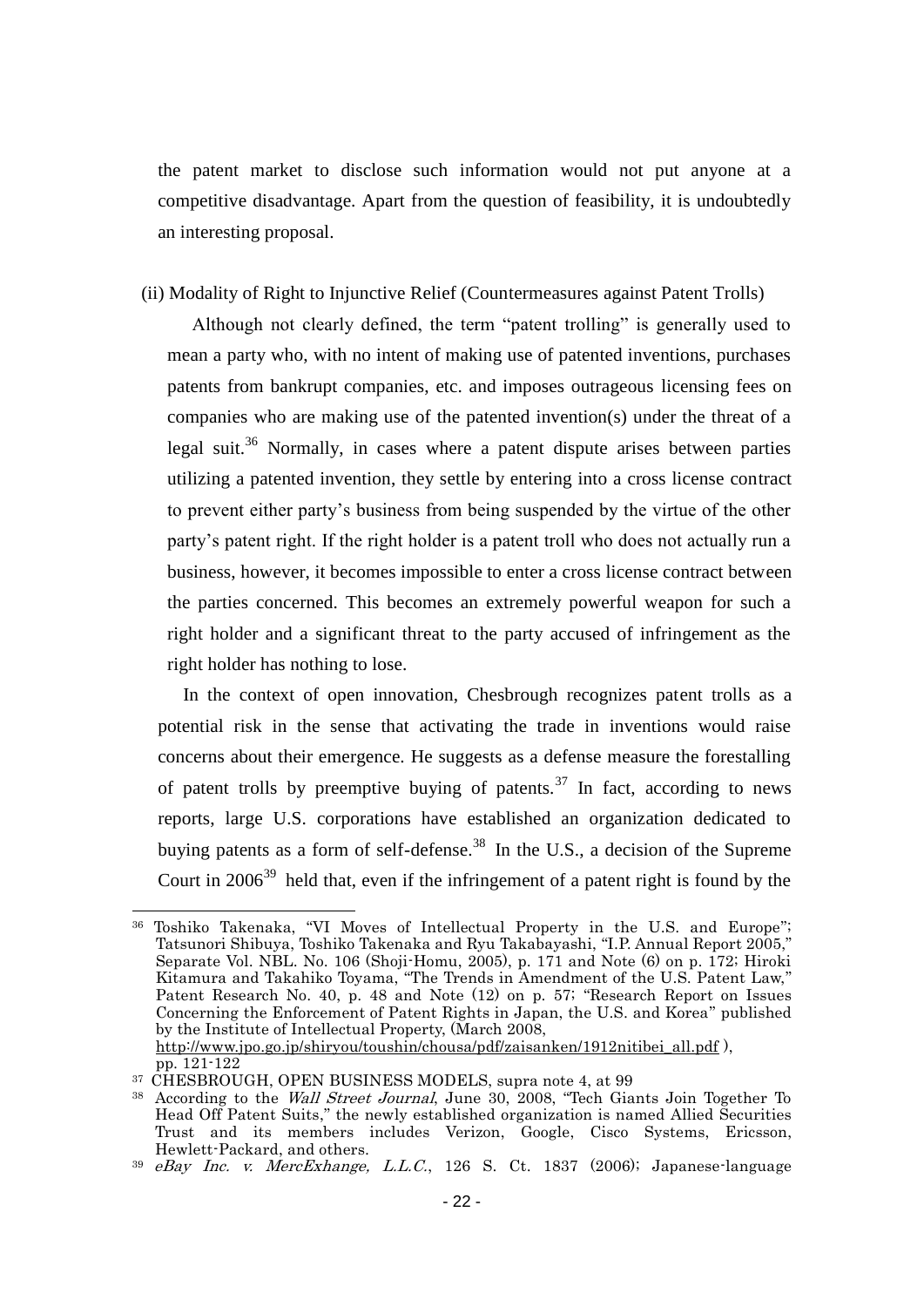the patent market to disclose such information would not put anyone at a competitive disadvantage. Apart from the question of feasibility, it is undoubtedly an interesting proposal.

(ii) Modality of Right to Injunctive Relief (Countermeasures against Patent Trolls)

Although not clearly defined, the term "patent trolling" is generally used to mean a party who, with no intent of making use of patented inventions, purchases patents from bankrupt companies, etc. and imposes outrageous licensing fees on companies who are making use of the patented invention(s) under the threat of a legal suit.[36] Normally, in cases where a patent dispute arises between parties utilizing a patented invention, they settle by entering into a cross license contract to prevent either party's business from being suspended by the virtue of the other party's patent right. If the right holder is a patent troll who does not actually run a business, however, it becomes impossible to enter a cross license contract between the parties concerned. This becomes an extremely powerful weapon for such a right holder and a significant threat to the party accused of infringement as the right holder has nothing to lose.

In the context of open innovation, Chesbrough recognizes patent trolls as a potential risk in the sense that activating the trade in inventions would raise concerns about their emergence. He suggests as a defense measure the forestalling of patent trolls by preemptive buying of patents.[37] In fact, according to news reports, large U.S. corporations have established an organization dedicated to buying patents as a form of self-defense.[38] In the U.S., a decision of the Supreme Court in 2006[39] held that, even if the infringement of a patent right is found by the

---

[36] Toshiko Takenaka, "VI Moves of Intellectual Property in the U.S. and Europe"; Tatsunori Shibuya, Toshiko Takenaka and Ryu Takabayashi, "I.P. Annual Report 2005," Separate Vol. NBL. No. 106 (Shoji-Homu, 2005), p. 171 and Note (6) on p. 172; Hiroki Kitamura and Takahiko Toyama, "The Trends in Amendment of the U.S. Patent Law," Patent Research No. 40, p. 48 and Note (12) on p. 57; "Research Report on Issues Concerning the Enforcement of Patent Rights in Japan, the U.S. and Korea" published by the Institute of Intellectual Property, (March 2008, http://www.jpo.go.jp/shiryou/toushin/chousa/pdf/zaisanken/1912nitibei_all.pdf ), pp. 121-122

[37] CHESBROUGH, OPEN BUSINESS MODELS, supra note 4, at 99

[38] According to the *Wall Street Journal*, June 30, 2008, "Tech Giants Join Together To Head Off Patent Suits," the newly established organization is named Allied Securities Trust and its members includes Verizon, Google, Cisco Systems, Ericsson, Hewlett-Packard, and others.

[39] *eBay Inc. v. MercExhange, L.L.C.*, 126 S. Ct. 1837 (2006); Japanese-language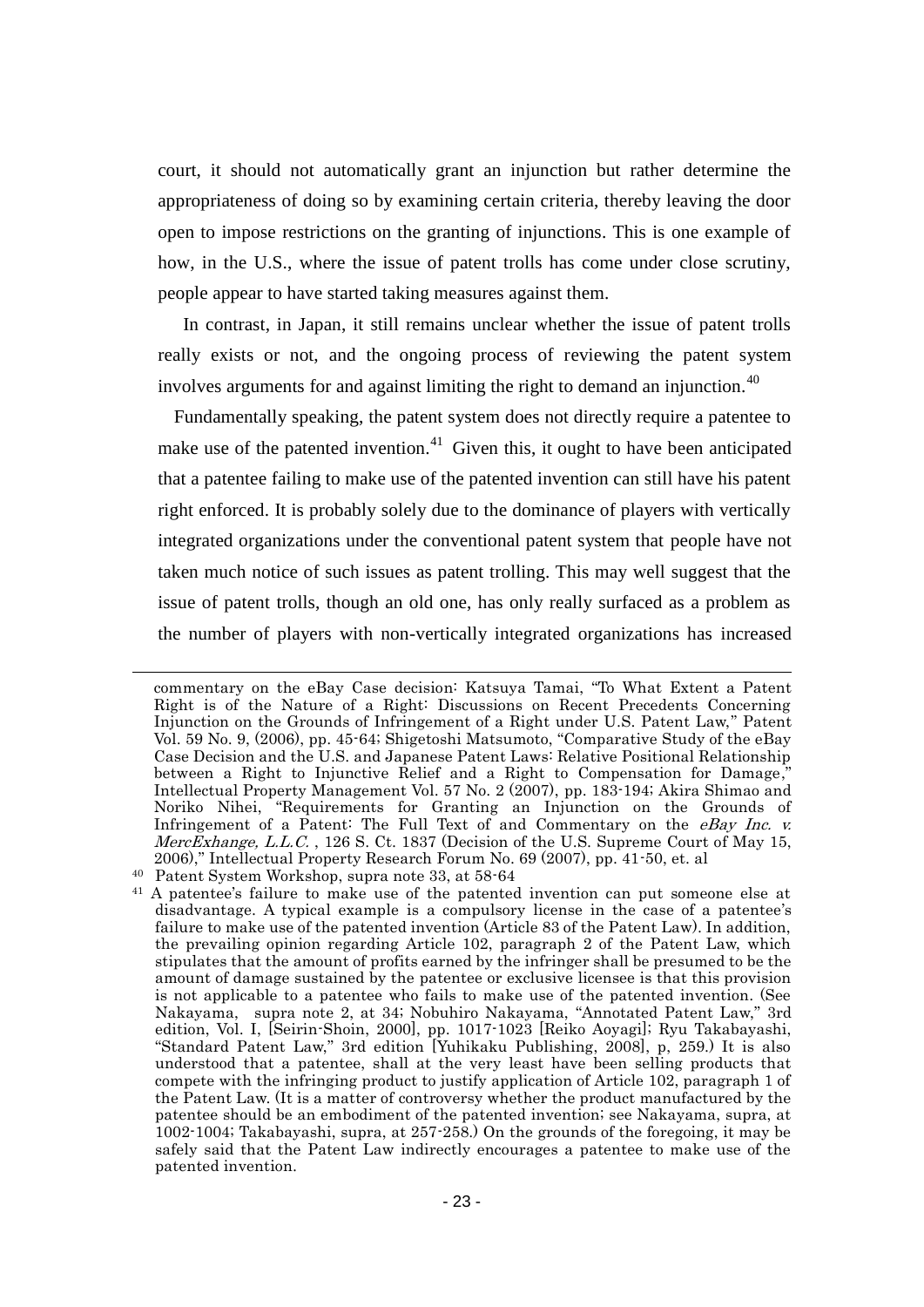court, it should not automatically grant an injunction but rather determine the appropriateness of doing so by examining certain criteria, thereby leaving the door open to impose restrictions on the granting of injunctions. This is one example of how, in the U.S., where the issue of patent trolls has come under close scrutiny, people appear to have started taking measures against them.

In contrast, in Japan, it still remains unclear whether the issue of patent trolls really exists or not, and the ongoing process of reviewing the patent system involves arguments for and against limiting the right to demand an injunction.[40]

Fundamentally speaking, the patent system does not directly require a patentee to make use of the patented invention.[41] Given this, it ought to have been anticipated that a patentee failing to make use of the patented invention can still have his patent right enforced. It is probably solely due to the dominance of players with vertically integrated organizations under the conventional patent system that people have not taken much notice of such issues as patent trolling. This may well suggest that the issue of patent trolls, though an old one, has only really surfaced as a problem as the number of players with non-vertically integrated organizations has increased

---

commentary on the eBay Case decision: Katsuya Tamai, "To What Extent a Patent Right is of the Nature of a Right: Discussions on Recent Precedents Concerning Injunction on the Grounds of Infringement of a Right under U.S. Patent Law," Patent Vol. 59 No. 9, (2006), pp. 45-64; Shigetoshi Matsumoto, "Comparative Study of the eBay Case Decision and the U.S. and Japanese Patent Laws: Relative Positional Relationship between a Right to Injunctive Relief and a Right to Compensation for Damage," Intellectual Property Management Vol. 57 No. 2 (2007), pp. 183-194; Akira Shimao and Noriko Nihei, "Requirements for Granting an Injunction on the Grounds of Infringement of a Patent: The Full Text of and Commentary on the *eBay Inc. v. MercExhange, L.L.C.* , 126 S. Ct. 1837 (Decision of the U.S. Supreme Court of May 15, 2006)," Intellectual Property Research Forum No. 69 (2007), pp. 41-50, et. al

[40] Patent System Workshop, supra note 33, at 58-64

[41] A patentee's failure to make use of the patented invention can put someone else at disadvantage. A typical example is a compulsory license in the case of a patentee's failure to make use of the patented invention (Article 83 of the Patent Law). In addition, the prevailing opinion regarding Article 102, paragraph 2 of the Patent Law, which stipulates that the amount of profits earned by the infringer shall be presumed to be the amount of damage sustained by the patentee or exclusive licensee is that this provision is not applicable to a patentee who fails to make use of the patented invention. (See Nakayama, supra note 2, at 34; Nobuhiro Nakayama, "Annotated Patent Law," 3rd edition, Vol. I, [Seirin-Shoin, 2000], pp. 1017-1023 [Reiko Aoyagi]; Ryu Takabayashi, "Standard Patent Law," 3rd edition [Yuhikaku Publishing, 2008], p, 259.) It is also understood that a patentee, shall at the very least have been selling products that compete with the infringing product to justify application of Article 102, paragraph 1 of the Patent Law. (It is a matter of controversy whether the product manufactured by the patentee should be an embodiment of the patented invention; see Nakayama, supra, at 1002-1004; Takabayashi, supra, at 257-258.) On the grounds of the foregoing, it may be safely said that the Patent Law indirectly encourages a patentee to make use of the patented invention.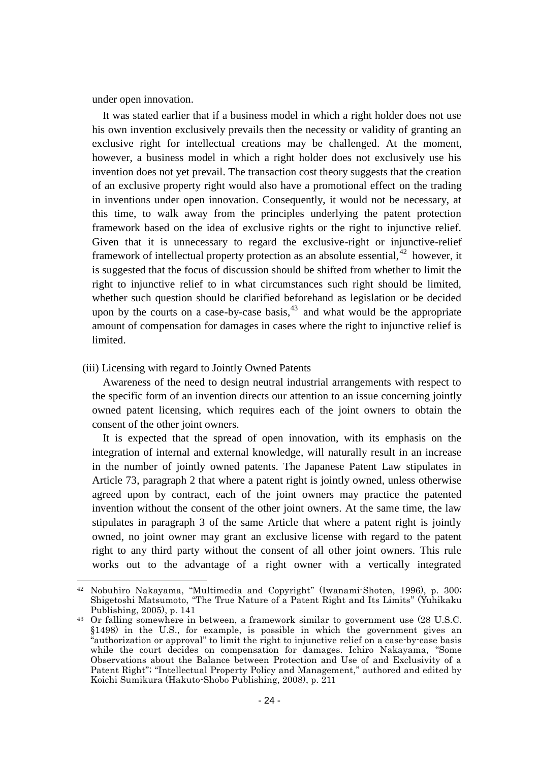under open innovation.

It was stated earlier that if a business model in which a right holder does not use his own invention exclusively prevails then the necessity or validity of granting an exclusive right for intellectual creations may be challenged. At the moment, however, a business model in which a right holder does not exclusively use his invention does not yet prevail. The transaction cost theory suggests that the creation of an exclusive property right would also have a promotional effect on the trading in inventions under open innovation. Consequently, it would not be necessary, at this time, to walk away from the principles underlying the patent protection framework based on the idea of exclusive rights or the right to injunctive relief. Given that it is unnecessary to regard the exclusive-right or injunctive-relief framework of intellectual property protection as an absolute essential,[42] however, it is suggested that the focus of discussion should be shifted from whether to limit the right to injunctive relief to in what circumstances such right should be limited, whether such question should be clarified beforehand as legislation or be decided upon by the courts on a case-by-case basis,[43] and what would be the appropriate amount of compensation for damages in cases where the right to injunctive relief is limited.

### (iii) Licensing with regard to Jointly Owned Patents

Awareness of the need to design neutral industrial arrangements with respect to the specific form of an invention directs our attention to an issue concerning jointly owned patent licensing, which requires each of the joint owners to obtain the consent of the other joint owners.

It is expected that the spread of open innovation, with its emphasis on the integration of internal and external knowledge, will naturally result in an increase in the number of jointly owned patents. The Japanese Patent Law stipulates in Article 73, paragraph 2 that where a patent right is jointly owned, unless otherwise agreed upon by contract, each of the joint owners may practice the patented invention without the consent of the other joint owners. At the same time, the law stipulates in paragraph 3 of the same Article that where a patent right is jointly owned, no joint owner may grant an exclusive license with regard to the patent right to any third party without the consent of all other joint owners. This rule works out to the advantage of a right owner with a vertically integrated

---

[42] Nobuhiro Nakayama, "Multimedia and Copyright" (Iwanami-Shoten, 1996), p. 300; Shigetoshi Matsumoto, "The True Nature of a Patent Right and Its Limits" (Yuhikaku Publishing, 2005), p. 141

[43] Or falling somewhere in between, a framework similar to government use (28 U.S.C. §1498) in the U.S., for example, is possible in which the government gives an "authorization or approval" to limit the right to injunctive relief on a case-by-case basis while the court decides on compensation for damages. Ichiro Nakayama, "Some Observations about the Balance between Protection and Use of and Exclusivity of a Patent Right"; "Intellectual Property Policy and Management," authored and edited by Koichi Sumikura (Hakuto-Shobo Publishing, 2008), p. 211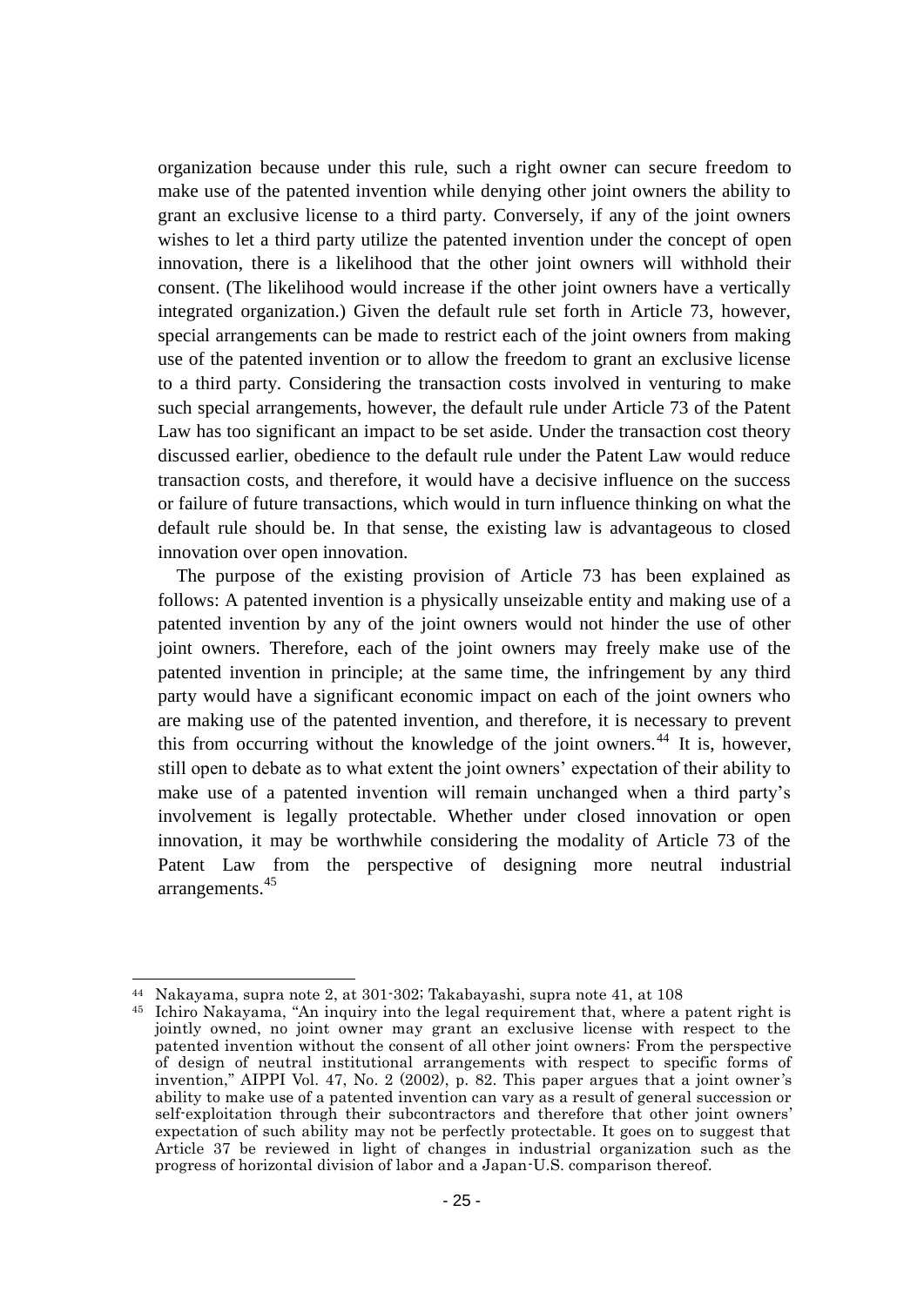organization because under this rule, such a right owner can secure freedom to make use of the patented invention while denying other joint owners the ability to grant an exclusive license to a third party. Conversely, if any of the joint owners wishes to let a third party utilize the patented invention under the concept of open innovation, there is a likelihood that the other joint owners will withhold their consent. (The likelihood would increase if the other joint owners have a vertically integrated organization.) Given the default rule set forth in Article 73, however, special arrangements can be made to restrict each of the joint owners from making use of the patented invention or to allow the freedom to grant an exclusive license to a third party. Considering the transaction costs involved in venturing to make such special arrangements, however, the default rule under Article 73 of the Patent Law has too significant an impact to be set aside. Under the transaction cost theory discussed earlier, obedience to the default rule under the Patent Law would reduce transaction costs, and therefore, it would have a decisive influence on the success or failure of future transactions, which would in turn influence thinking on what the default rule should be. In that sense, the existing law is advantageous to closed innovation over open innovation.

The purpose of the existing provision of Article 73 has been explained as follows: A patented invention is a physically unseizable entity and making use of a patented invention by any of the joint owners would not hinder the use of other joint owners. Therefore, each of the joint owners may freely make use of the patented invention in principle; at the same time, the infringement by any third party would have a significant economic impact on each of the joint owners who are making use of the patented invention, and therefore, it is necessary to prevent this from occurring without the knowledge of the joint owners.[44] It is, however, still open to debate as to what extent the joint owners' expectation of their ability to make use of a patented invention will remain unchanged when a third party's involvement is legally protectable. Whether under closed innovation or open innovation, it may be worthwhile considering the modality of Article 73 of the Patent Law from the perspective of designing more neutral industrial arrangements.[45]

---

[44] Nakayama, supra note 2, at 301-302; Takabayashi, supra note 41, at 108

[45] Ichiro Nakayama, "An inquiry into the legal requirement that, where a patent right is jointly owned, no joint owner may grant an exclusive license with respect to the patented invention without the consent of all other joint owners: From the perspective of design of neutral institutional arrangements with respect to specific forms of invention," AIPPI Vol. 47, No. 2 (2002), p. 82. This paper argues that a joint owner's ability to make use of a patented invention can vary as a result of general succession or self-exploitation through their subcontractors and therefore that other joint owners' expectation of such ability may not be perfectly protectable. It goes on to suggest that Article 37 be reviewed in light of changes in industrial organization such as the progress of horizontal division of labor and a Japan-U.S. comparison thereof.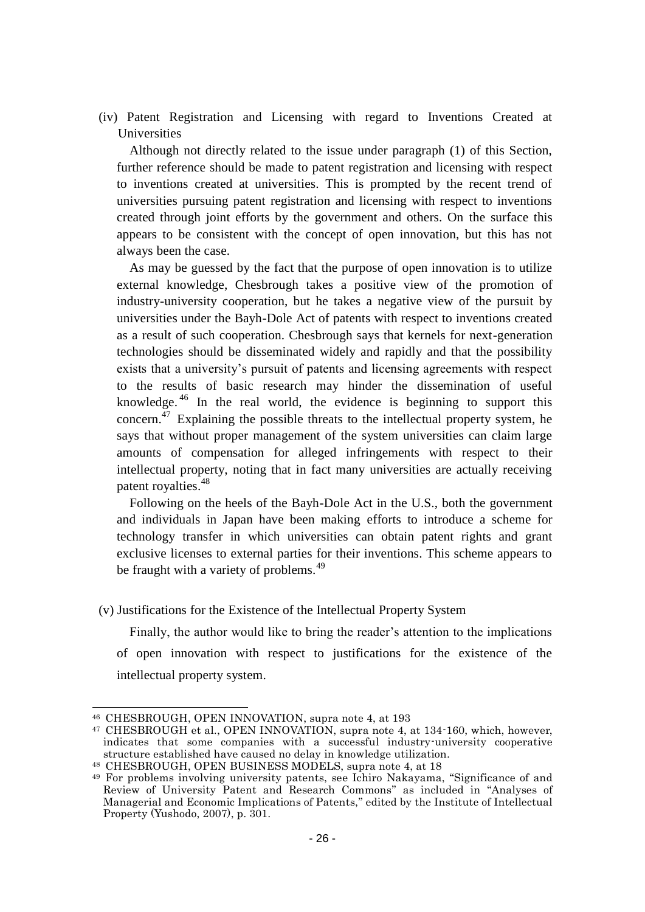### (iv) Patent Registration and Licensing with regard to Inventions Created at Universities

Although not directly related to the issue under paragraph (1) of this Section, further reference should be made to patent registration and licensing with respect to inventions created at universities. This is prompted by the recent trend of universities pursuing patent registration and licensing with respect to inventions created through joint efforts by the government and others. On the surface this appears to be consistent with the concept of open innovation, but this has not always been the case.

As may be guessed by the fact that the purpose of open innovation is to utilize external knowledge, Chesbrough takes a positive view of the promotion of industry-university cooperation, but he takes a negative view of the pursuit by universities under the Bayh-Dole Act of patents with respect to inventions created as a result of such cooperation. Chesbrough says that kernels for next-generation technologies should be disseminated widely and rapidly and that the possibility exists that a university's pursuit of patents and licensing agreements with respect to the results of basic research may hinder the dissemination of useful knowledge.[46] In the real world, the evidence is beginning to support this concern.[47] Explaining the possible threats to the intellectual property system, he says that without proper management of the system universities can claim large amounts of compensation for alleged infringements with respect to their intellectual property, noting that in fact many universities are actually receiving patent royalties.[48]

Following on the heels of the Bayh-Dole Act in the U.S., both the government and individuals in Japan have been making efforts to introduce a scheme for technology transfer in which universities can obtain patent rights and grant exclusive licenses to external parties for their inventions. This scheme appears to be fraught with a variety of problems.[49]

### (v) Justifications for the Existence of the Intellectual Property System

Finally, the author would like to bring the reader's attention to the implications of open innovation with respect to justifications for the existence of the intellectual property system.

---

[46] CHESBROUGH, OPEN INNOVATION, supra note 4, at 193

[47] CHESBROUGH et al., OPEN INNOVATION, supra note 4, at 134-160, which, however, indicates that some companies with a successful industry-university cooperative structure established have caused no delay in knowledge utilization.

[48] CHESBROUGH, OPEN BUSINESS MODELS, supra note 4, at 18

[49] For problems involving university patents, see Ichiro Nakayama, "Significance of and Review of University Patent and Research Commons" as included in "Analyses of Managerial and Economic Implications of Patents," edited by the Institute of Intellectual Property (Yushodo, 2007), p. 301.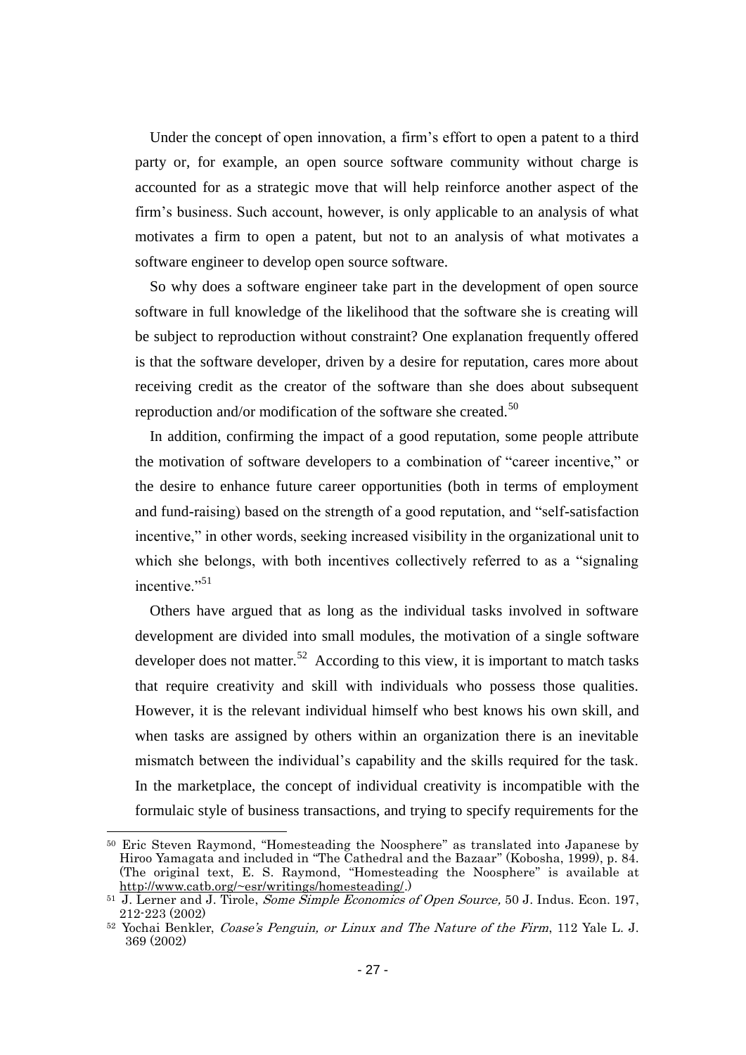Under the concept of open innovation, a firm's effort to open a patent to a third party or, for example, an open source software community without charge is accounted for as a strategic move that will help reinforce another aspect of the firm's business. Such account, however, is only applicable to an analysis of what motivates a firm to open a patent, but not to an analysis of what motivates a software engineer to develop open source software.

So why does a software engineer take part in the development of open source software in full knowledge of the likelihood that the software she is creating will be subject to reproduction without constraint? One explanation frequently offered is that the software developer, driven by a desire for reputation, cares more about receiving credit as the creator of the software than she does about subsequent reproduction and/or modification of the software she created.[50]

In addition, confirming the impact of a good reputation, some people attribute the motivation of software developers to a combination of "career incentive," or the desire to enhance future career opportunities (both in terms of employment and fund-raising) based on the strength of a good reputation, and "self-satisfaction incentive," in other words, seeking increased visibility in the organizational unit to which she belongs, with both incentives collectively referred to as a "signaling incentive."[51]

Others have argued that as long as the individual tasks involved in software development are divided into small modules, the motivation of a single software developer does not matter.[52] According to this view, it is important to match tasks that require creativity and skill with individuals who possess those qualities. However, it is the relevant individual himself who best knows his own skill, and when tasks are assigned by others within an organization there is an inevitable mismatch between the individual's capability and the skills required for the task. In the marketplace, the concept of individual creativity is incompatible with the formulaic style of business transactions, and trying to specify requirements for the

---

[50] Eric Steven Raymond, "Homesteading the Noosphere" as translated into Japanese by Hiroo Yamagata and included in "The Cathedral and the Bazaar" (Kobosha, 1999), p. 84. (The original text, E. S. Raymond, "Homesteading the Noosphere" is available at http://www.catb.org/~esr/writings/homesteading/.)

[51] J. Lerner and J. Tirole, *Some Simple Economics of Open Source,* 50 J. Indus. Econ. 197, 212-223 (2002)

[52] Yochai Benkler, *Coase's Penguin, or Linux and The Nature of the Firm*, 112 Yale L. J. 369 (2002)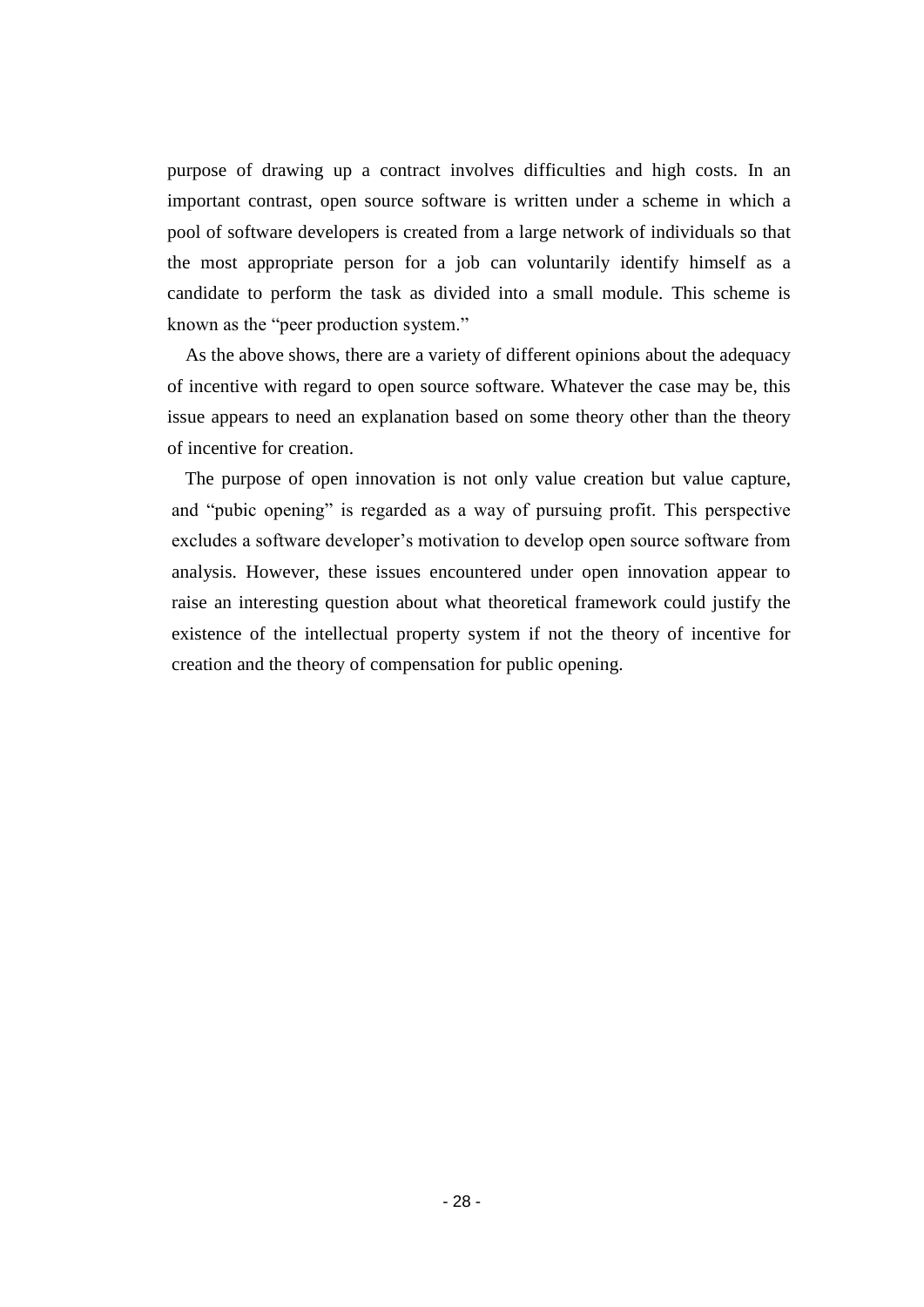purpose of drawing up a contract involves difficulties and high costs. In an important contrast, open source software is written under a scheme in which a pool of software developers is created from a large network of individuals so that the most appropriate person for a job can voluntarily identify himself as a candidate to perform the task as divided into a small module. This scheme is known as the "peer production system."

As the above shows, there are a variety of different opinions about the adequacy of incentive with regard to open source software. Whatever the case may be, this issue appears to need an explanation based on some theory other than the theory of incentive for creation.

The purpose of open innovation is not only value creation but value capture, and "pubic opening" is regarded as a way of pursuing profit. This perspective excludes a software developer's motivation to develop open source software from analysis. However, these issues encountered under open innovation appear to raise an interesting question about what theoretical framework could justify the existence of the intellectual property system if not the theory of incentive for creation and the theory of compensation for public opening.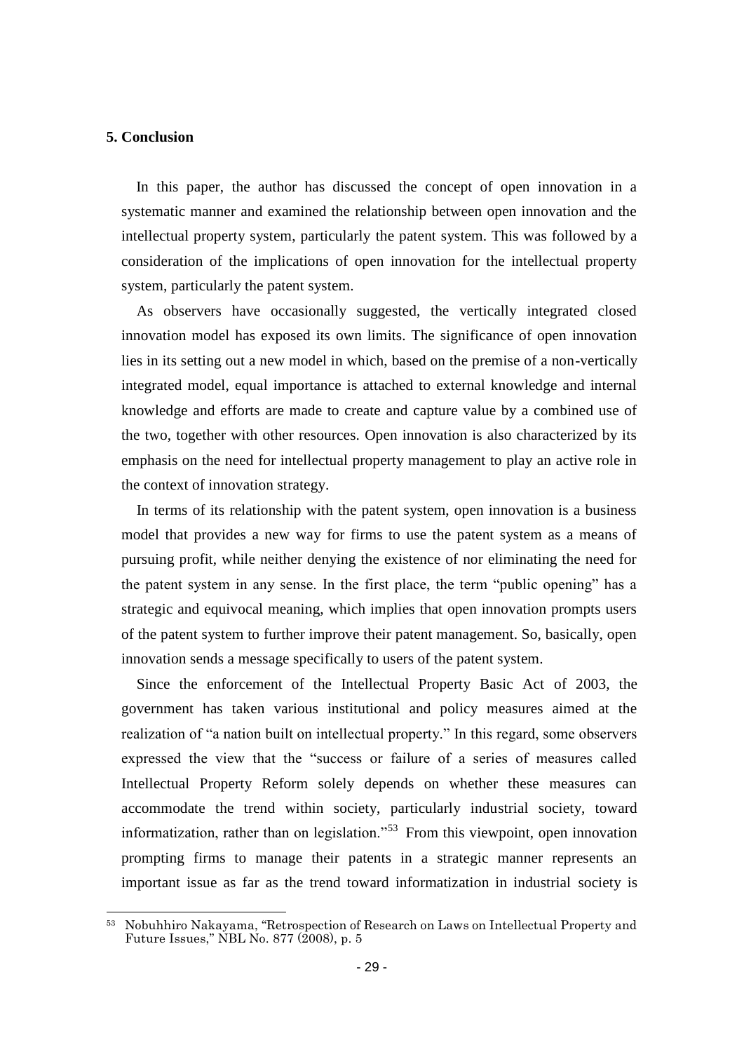## 5. Conclusion

In this paper, the author has discussed the concept of open innovation in a systematic manner and examined the relationship between open innovation and the intellectual property system, particularly the patent system. This was followed by a consideration of the implications of open innovation for the intellectual property system, particularly the patent system.

As observers have occasionally suggested, the vertically integrated closed innovation model has exposed its own limits. The significance of open innovation lies in its setting out a new model in which, based on the premise of a non-vertically integrated model, equal importance is attached to external knowledge and internal knowledge and efforts are made to create and capture value by a combined use of the two, together with other resources. Open innovation is also characterized by its emphasis on the need for intellectual property management to play an active role in the context of innovation strategy.

In terms of its relationship with the patent system, open innovation is a business model that provides a new way for firms to use the patent system as a means of pursuing profit, while neither denying the existence of nor eliminating the need for the patent system in any sense. In the first place, the term "public opening" has a strategic and equivocal meaning, which implies that open innovation prompts users of the patent system to further improve their patent management. So, basically, open innovation sends a message specifically to users of the patent system.

Since the enforcement of the Intellectual Property Basic Act of 2003, the government has taken various institutional and policy measures aimed at the realization of "a nation built on intellectual property." In this regard, some observers expressed the view that the "success or failure of a series of measures called Intellectual Property Reform solely depends on whether these measures can accommodate the trend within society, particularly industrial society, toward informatization, rather than on legislation."[53] From this viewpoint, open innovation prompting firms to manage their patents in a strategic manner represents an important issue as far as the trend toward informatization in industrial society is

---

[53] Nobuhhiro Nakayama, "Retrospection of Research on Laws on Intellectual Property and Future Issues," NBL No. 877 (2008), p. 5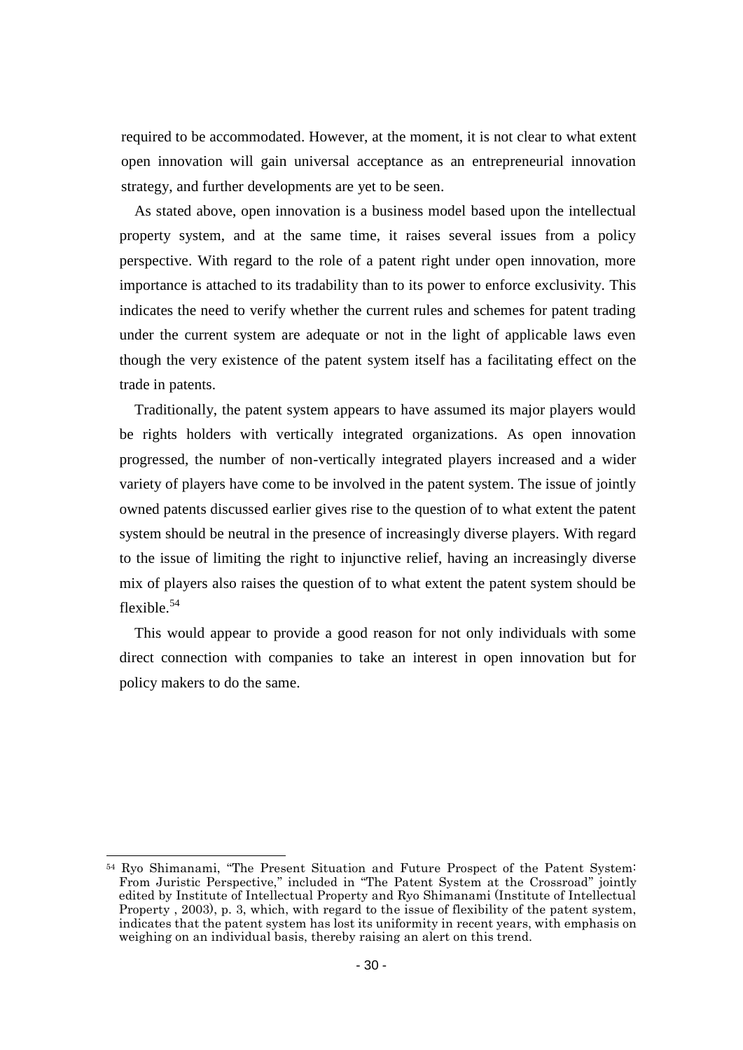required to be accommodated. However, at the moment, it is not clear to what extent open innovation will gain universal acceptance as an entrepreneurial innovation strategy, and further developments are yet to be seen.

As stated above, open innovation is a business model based upon the intellectual property system, and at the same time, it raises several issues from a policy perspective. With regard to the role of a patent right under open innovation, more importance is attached to its tradability than to its power to enforce exclusivity. This indicates the need to verify whether the current rules and schemes for patent trading under the current system are adequate or not in the light of applicable laws even though the very existence of the patent system itself has a facilitating effect on the trade in patents.

Traditionally, the patent system appears to have assumed its major players would be rights holders with vertically integrated organizations. As open innovation progressed, the number of non-vertically integrated players increased and a wider variety of players have come to be involved in the patent system. The issue of jointly owned patents discussed earlier gives rise to the question of to what extent the patent system should be neutral in the presence of increasingly diverse players. With regard to the issue of limiting the right to injunctive relief, having an increasingly diverse mix of players also raises the question of to what extent the patent system should be flexible.[54]

This would appear to provide a good reason for not only individuals with some direct connection with companies to take an interest in open innovation but for policy makers to do the same.

---

[54] Ryo Shimanami, "The Present Situation and Future Prospect of the Patent System: From Juristic Perspective," included in "The Patent System at the Crossroad" jointly edited by Institute of Intellectual Property and Ryo Shimanami (Institute of Intellectual Property , 2003), p. 3, which, with regard to the issue of flexibility of the patent system, indicates that the patent system has lost its uniformity in recent years, with emphasis on weighing on an individual basis, thereby raising an alert on this trend.